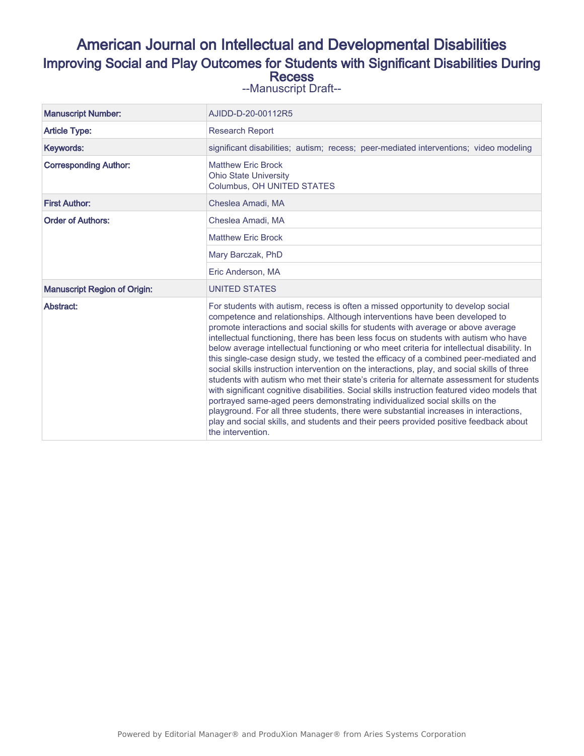# American Journal on Intellectual and Developmental Disabilities

## Improving Social and Play Outcomes for Students with Significant Disabilities During Recess

--Manuscript Draft--

| | |
|---|---|
| **Manuscript Number:** | AJIDD-D-20-00112R5 |
| **Article Type:** | Research Report |
| **Keywords:** | significant disabilities; autism; recess; peer-mediated interventions; video modeling |
| **Corresponding Author:** | Matthew Eric Brock<br>Ohio State University<br>Columbus, OH UNITED STATES |
| **First Author:** | Cheslea Amadi, MA |
| **Order of Authors:** | Cheslea Amadi, MA |
| | Matthew Eric Brock |
| | Mary Barczak, PhD |
| | Eric Anderson, MA |
| **Manuscript Region of Origin:** | UNITED STATES |
| **Abstract:** | For students with autism, recess is often a missed opportunity to develop social competence and relationships. Although interventions have been developed to promote interactions and social skills for students with average or above average intellectual functioning, there has been less focus on students with autism who have below average intellectual functioning or who meet criteria for intellectual disability. In this single-case design study, we tested the efficacy of a combined peer-mediated and social skills instruction intervention on the interactions, play, and social skills of three students with autism who met their state's criteria for alternate assessment for students with significant cognitive disabilities. Social skills instruction featured video models that portrayed same-aged peers demonstrating individualized social skills on the playground. For all three students, there were substantial increases in interactions, play and social skills, and students and their peers provided positive feedback about the intervention. |

Powered by Editorial Manager® and ProduXion Manager® from Aries Systems Corporation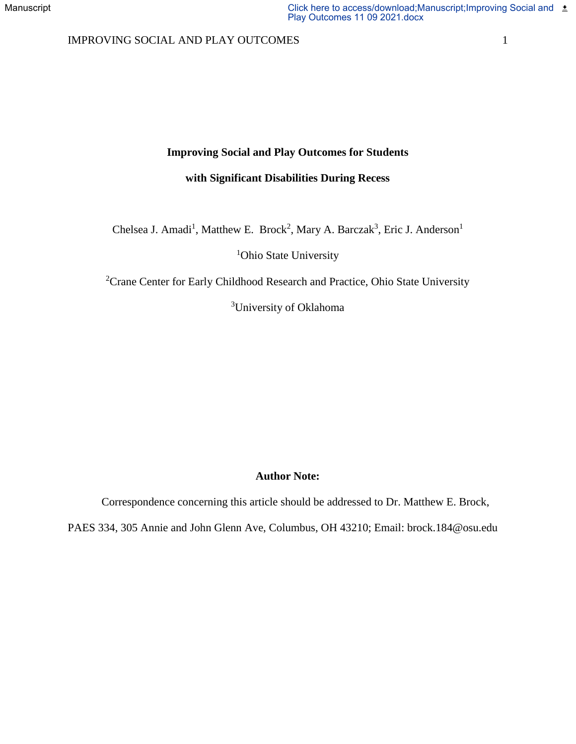# Improving Social and Play Outcomes for Students with Significant Disabilities During Recess

Chelsea J. Amadi[1], Matthew E. Brock[2], Mary A. Barczak[3], Eric J. Anderson[1]

[1]Ohio State University

[2]Crane Center for Early Childhood Research and Practice, Ohio State University

[3]University of Oklahoma

**Author Note:**

Correspondence concerning this article should be addressed to Dr. Matthew E. Brock, PAES 334, 305 Annie and John Glenn Ave, Columbus, OH 43210; Email: brock.184@osu.edu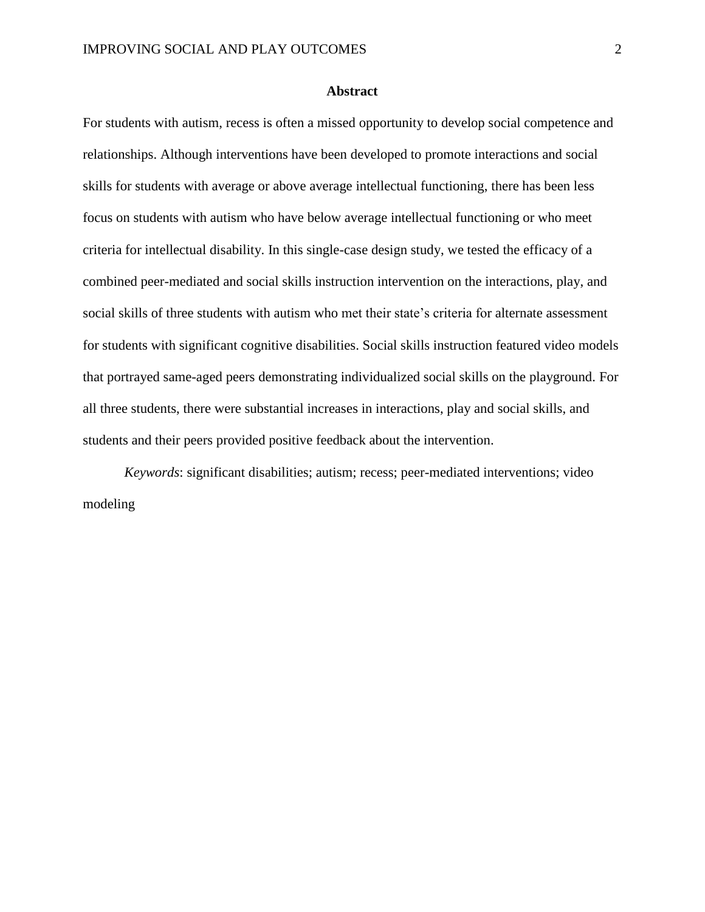# Abstract

For students with autism, recess is often a missed opportunity to develop social competence and relationships. Although interventions have been developed to promote interactions and social skills for students with average or above average intellectual functioning, there has been less focus on students with autism who have below average intellectual functioning or who meet criteria for intellectual disability. In this single-case design study, we tested the efficacy of a combined peer-mediated and social skills instruction intervention on the interactions, play, and social skills of three students with autism who met their state's criteria for alternate assessment for students with significant cognitive disabilities. Social skills instruction featured video models that portrayed same-aged peers demonstrating individualized social skills on the playground. For all three students, there were substantial increases in interactions, play and social skills, and students and their peers provided positive feedback about the intervention.

*Keywords*: significant disabilities; autism; recess; peer-mediated interventions; video modeling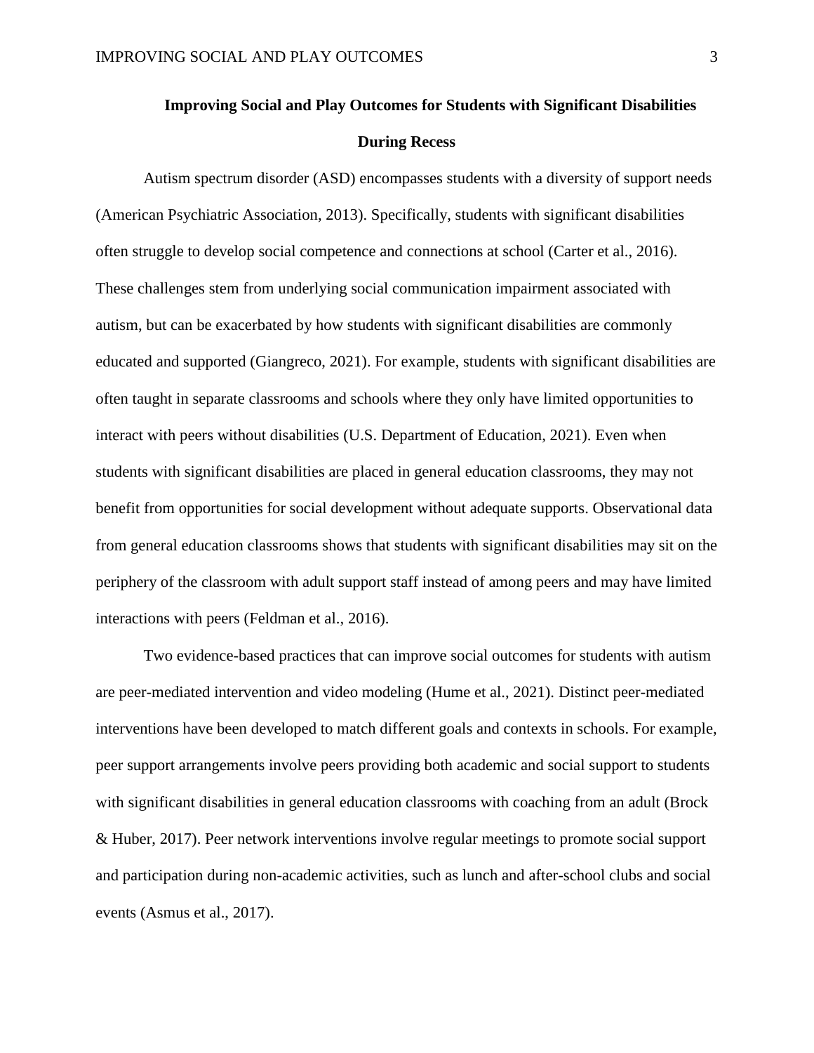# Improving Social and Play Outcomes for Students with Significant Disabilities During Recess

Autism spectrum disorder (ASD) encompasses students with a diversity of support needs (American Psychiatric Association, 2013). Specifically, students with significant disabilities often struggle to develop social competence and connections at school (Carter et al., 2016). These challenges stem from underlying social communication impairment associated with autism, but can be exacerbated by how students with significant disabilities are commonly educated and supported (Giangreco, 2021). For example, students with significant disabilities are often taught in separate classrooms and schools where they only have limited opportunities to interact with peers without disabilities (U.S. Department of Education, 2021). Even when students with significant disabilities are placed in general education classrooms, they may not benefit from opportunities for social development without adequate supports. Observational data from general education classrooms shows that students with significant disabilities may sit on the periphery of the classroom with adult support staff instead of among peers and may have limited interactions with peers (Feldman et al., 2016).

Two evidence-based practices that can improve social outcomes for students with autism are peer-mediated intervention and video modeling (Hume et al., 2021). Distinct peer-mediated interventions have been developed to match different goals and contexts in schools. For example, peer support arrangements involve peers providing both academic and social support to students with significant disabilities in general education classrooms with coaching from an adult (Brock & Huber, 2017). Peer network interventions involve regular meetings to promote social support and participation during non-academic activities, such as lunch and after-school clubs and social events (Asmus et al., 2017).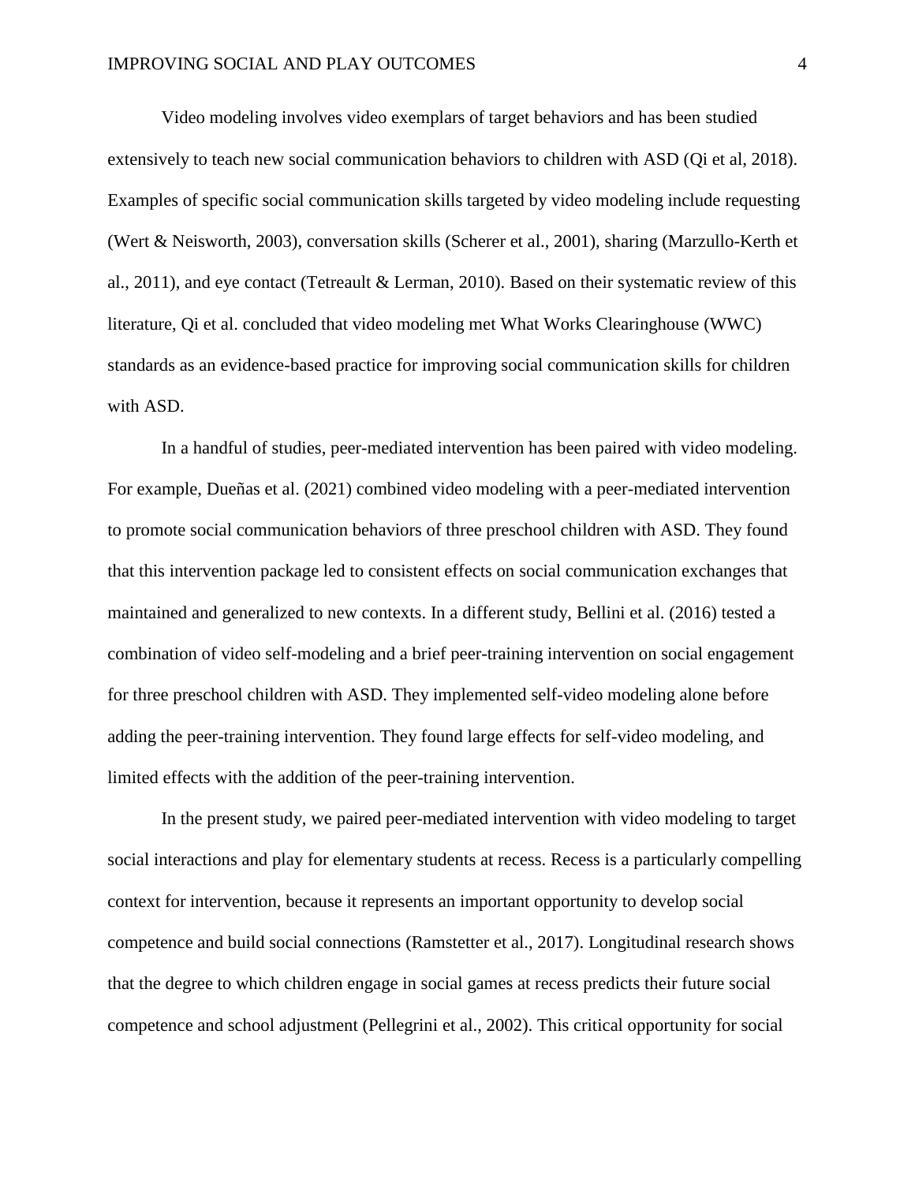Video modeling involves video exemplars of target behaviors and has been studied extensively to teach new social communication behaviors to children with ASD (Qi et al, 2018). Examples of specific social communication skills targeted by video modeling include requesting (Wert & Neisworth, 2003), conversation skills (Scherer et al., 2001), sharing (Marzullo-Kerth et al., 2011), and eye contact (Tetreault & Lerman, 2010). Based on their systematic review of this literature, Qi et al. concluded that video modeling met What Works Clearinghouse (WWC) standards as an evidence-based practice for improving social communication skills for children with ASD.

In a handful of studies, peer-mediated intervention has been paired with video modeling. For example, Dueñas et al. (2021) combined video modeling with a peer-mediated intervention to promote social communication behaviors of three preschool children with ASD. They found that this intervention package led to consistent effects on social communication exchanges that maintained and generalized to new contexts. In a different study, Bellini et al. (2016) tested a combination of video self-modeling and a brief peer-training intervention on social engagement for three preschool children with ASD. They implemented self-video modeling alone before adding the peer-training intervention. They found large effects for self-video modeling, and limited effects with the addition of the peer-training intervention.

In the present study, we paired peer-mediated intervention with video modeling to target social interactions and play for elementary students at recess. Recess is a particularly compelling context for intervention, because it represents an important opportunity to develop social competence and build social connections (Ramstetter et al., 2017). Longitudinal research shows that the degree to which children engage in social games at recess predicts their future social competence and school adjustment (Pellegrini et al., 2002). This critical opportunity for social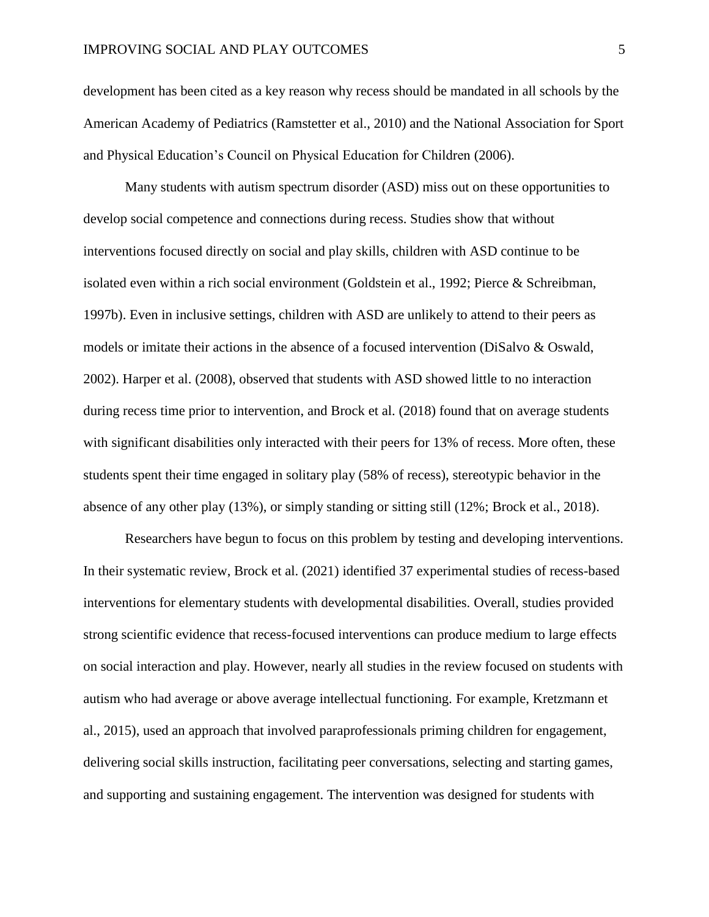development has been cited as a key reason why recess should be mandated in all schools by the American Academy of Pediatrics (Ramstetter et al., 2010) and the National Association for Sport and Physical Education's Council on Physical Education for Children (2006).

Many students with autism spectrum disorder (ASD) miss out on these opportunities to develop social competence and connections during recess. Studies show that without interventions focused directly on social and play skills, children with ASD continue to be isolated even within a rich social environment (Goldstein et al., 1992; Pierce & Schreibman, 1997b). Even in inclusive settings, children with ASD are unlikely to attend to their peers as models or imitate their actions in the absence of a focused intervention (DiSalvo & Oswald, 2002). Harper et al. (2008), observed that students with ASD showed little to no interaction during recess time prior to intervention, and Brock et al. (2018) found that on average students with significant disabilities only interacted with their peers for 13% of recess. More often, these students spent their time engaged in solitary play (58% of recess), stereotypic behavior in the absence of any other play (13%), or simply standing or sitting still (12%; Brock et al., 2018).

Researchers have begun to focus on this problem by testing and developing interventions. In their systematic review, Brock et al. (2021) identified 37 experimental studies of recess-based interventions for elementary students with developmental disabilities. Overall, studies provided strong scientific evidence that recess-focused interventions can produce medium to large effects on social interaction and play. However, nearly all studies in the review focused on students with autism who had average or above average intellectual functioning. For example, Kretzmann et al., 2015), used an approach that involved paraprofessionals priming children for engagement, delivering social skills instruction, facilitating peer conversations, selecting and starting games, and supporting and sustaining engagement. The intervention was designed for students with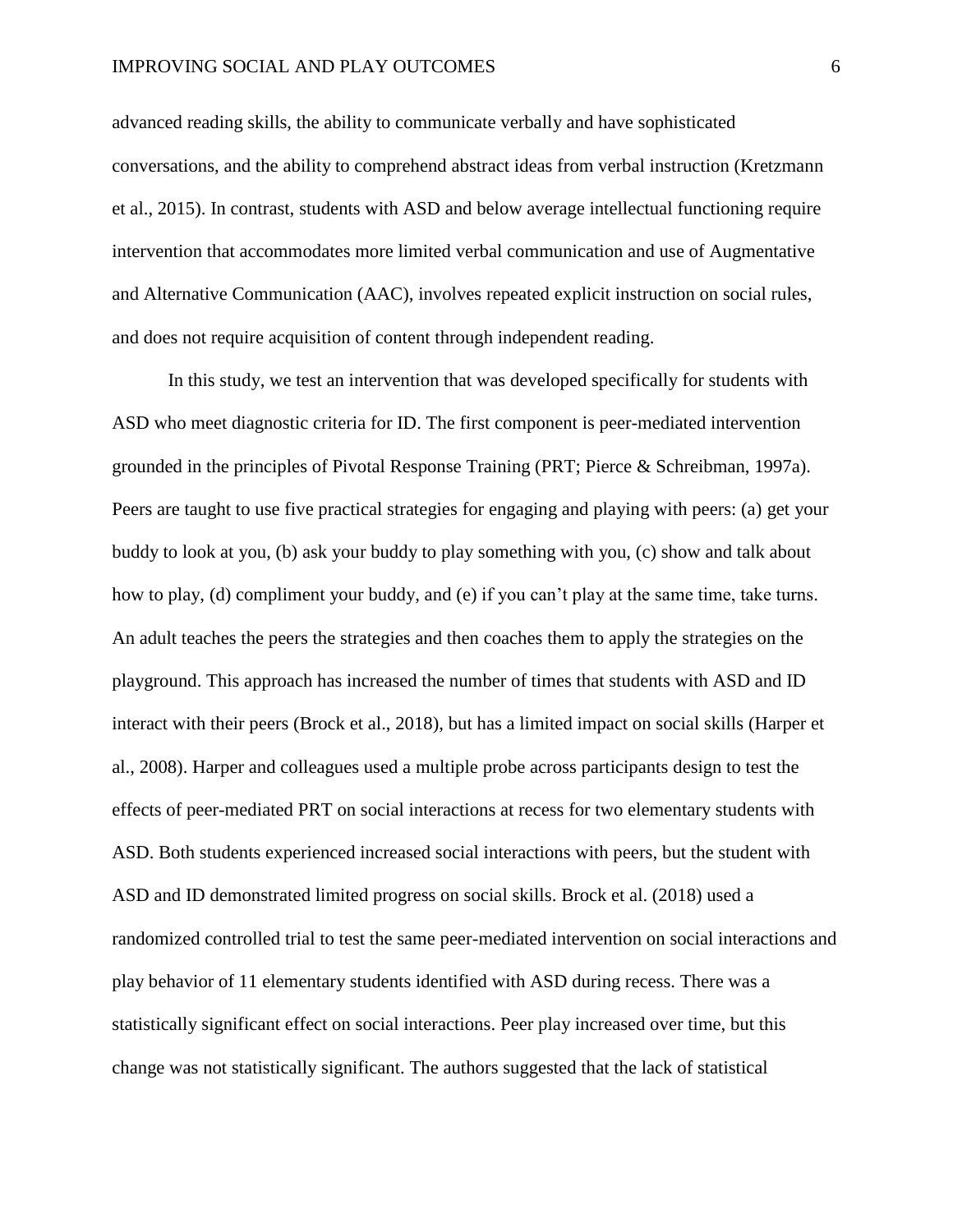advanced reading skills, the ability to communicate verbally and have sophisticated conversations, and the ability to comprehend abstract ideas from verbal instruction (Kretzmann et al., 2015). In contrast, students with ASD and below average intellectual functioning require intervention that accommodates more limited verbal communication and use of Augmentative and Alternative Communication (AAC), involves repeated explicit instruction on social rules, and does not require acquisition of content through independent reading.

In this study, we test an intervention that was developed specifically for students with ASD who meet diagnostic criteria for ID. The first component is peer-mediated intervention grounded in the principles of Pivotal Response Training (PRT; Pierce & Schreibman, 1997a). Peers are taught to use five practical strategies for engaging and playing with peers: (a) get your buddy to look at you, (b) ask your buddy to play something with you, (c) show and talk about how to play, (d) compliment your buddy, and (e) if you can't play at the same time, take turns. An adult teaches the peers the strategies and then coaches them to apply the strategies on the playground. This approach has increased the number of times that students with ASD and ID interact with their peers (Brock et al., 2018), but has a limited impact on social skills (Harper et al., 2008). Harper and colleagues used a multiple probe across participants design to test the effects of peer-mediated PRT on social interactions at recess for two elementary students with ASD. Both students experienced increased social interactions with peers, but the student with ASD and ID demonstrated limited progress on social skills. Brock et al. (2018) used a randomized controlled trial to test the same peer-mediated intervention on social interactions and play behavior of 11 elementary students identified with ASD during recess. There was a statistically significant effect on social interactions. Peer play increased over time, but this change was not statistically significant. The authors suggested that the lack of statistical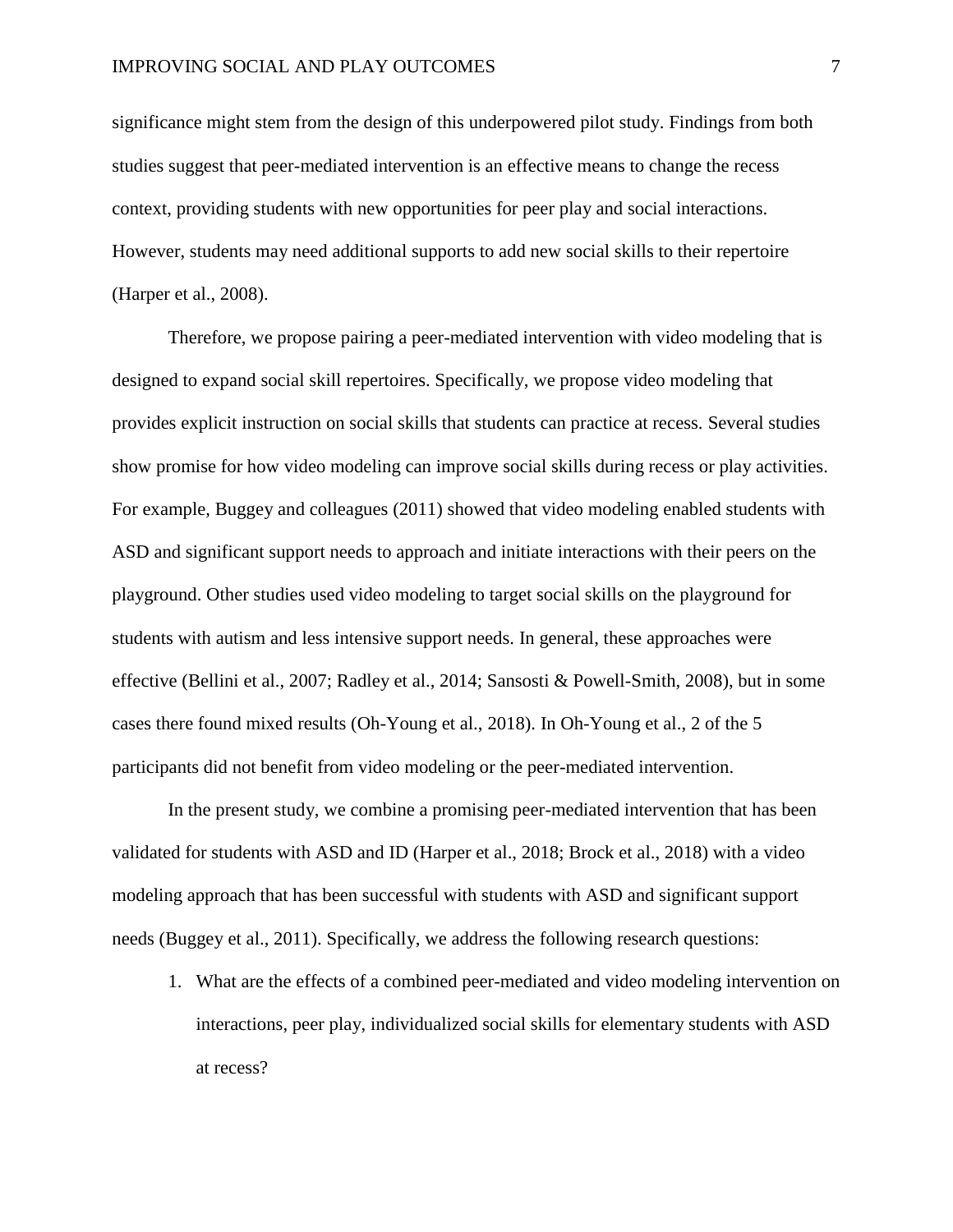significance might stem from the design of this underpowered pilot study. Findings from both studies suggest that peer-mediated intervention is an effective means to change the recess context, providing students with new opportunities for peer play and social interactions. However, students may need additional supports to add new social skills to their repertoire (Harper et al., 2008).

Therefore, we propose pairing a peer-mediated intervention with video modeling that is designed to expand social skill repertoires. Specifically, we propose video modeling that provides explicit instruction on social skills that students can practice at recess. Several studies show promise for how video modeling can improve social skills during recess or play activities. For example, Buggey and colleagues (2011) showed that video modeling enabled students with ASD and significant support needs to approach and initiate interactions with their peers on the playground. Other studies used video modeling to target social skills on the playground for students with autism and less intensive support needs. In general, these approaches were effective (Bellini et al., 2007; Radley et al., 2014; Sansosti & Powell-Smith, 2008), but in some cases there found mixed results (Oh-Young et al., 2018). In Oh-Young et al., 2 of the 5 participants did not benefit from video modeling or the peer-mediated intervention.

In the present study, we combine a promising peer-mediated intervention that has been validated for students with ASD and ID (Harper et al., 2018; Brock et al., 2018) with a video modeling approach that has been successful with students with ASD and significant support needs (Buggey et al., 2011). Specifically, we address the following research questions:

1. What are the effects of a combined peer-mediated and video modeling intervention on interactions, peer play, individualized social skills for elementary students with ASD at recess?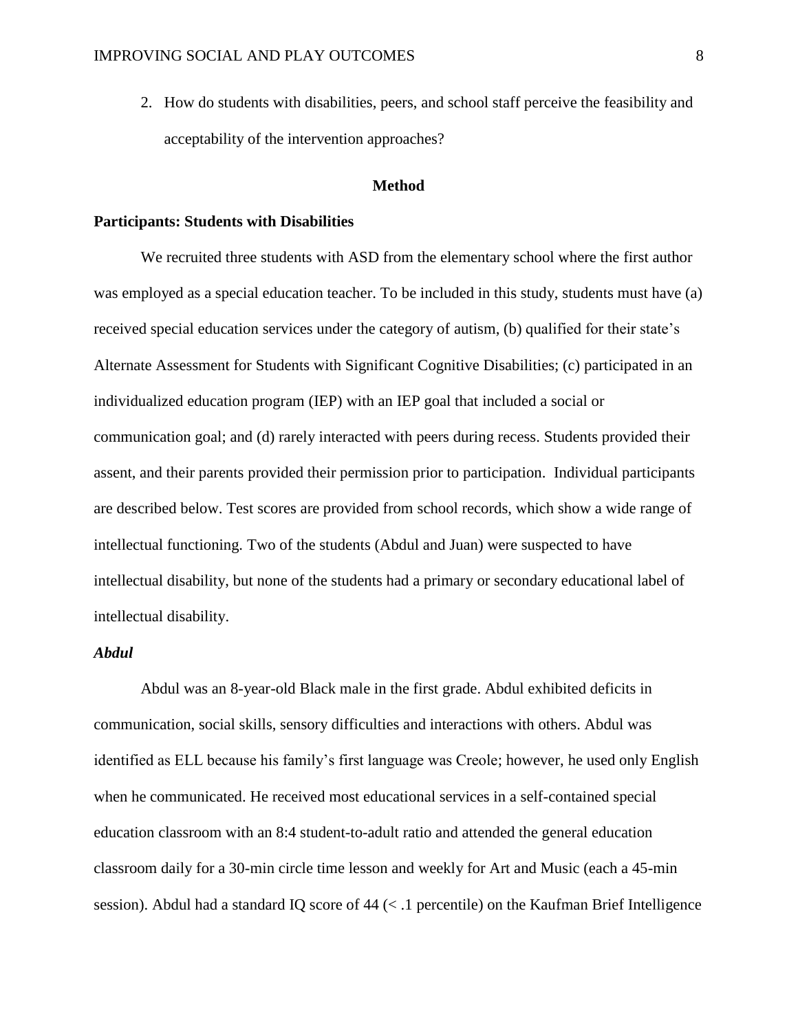2. How do students with disabilities, peers, and school staff perceive the feasibility and acceptability of the intervention approaches?

## Method

### Participants: Students with Disabilities

We recruited three students with ASD from the elementary school where the first author was employed as a special education teacher. To be included in this study, students must have (a) received special education services under the category of autism, (b) qualified for their state's Alternate Assessment for Students with Significant Cognitive Disabilities; (c) participated in an individualized education program (IEP) with an IEP goal that included a social or communication goal; and (d) rarely interacted with peers during recess. Students provided their assent, and their parents provided their permission prior to participation. Individual participants are described below. Test scores are provided from school records, which show a wide range of intellectual functioning. Two of the students (Abdul and Juan) were suspected to have intellectual disability, but none of the students had a primary or secondary educational label of intellectual disability.

#### *Abdul*

Abdul was an 8-year-old Black male in the first grade. Abdul exhibited deficits in communication, social skills, sensory difficulties and interactions with others. Abdul was identified as ELL because his family's first language was Creole; however, he used only English when he communicated. He received most educational services in a self-contained special education classroom with an 8:4 student-to-adult ratio and attended the general education classroom daily for a 30-min circle time lesson and weekly for Art and Music (each a 45-min session). Abdul had a standard IQ score of 44 (< .1 percentile) on the Kaufman Brief Intelligence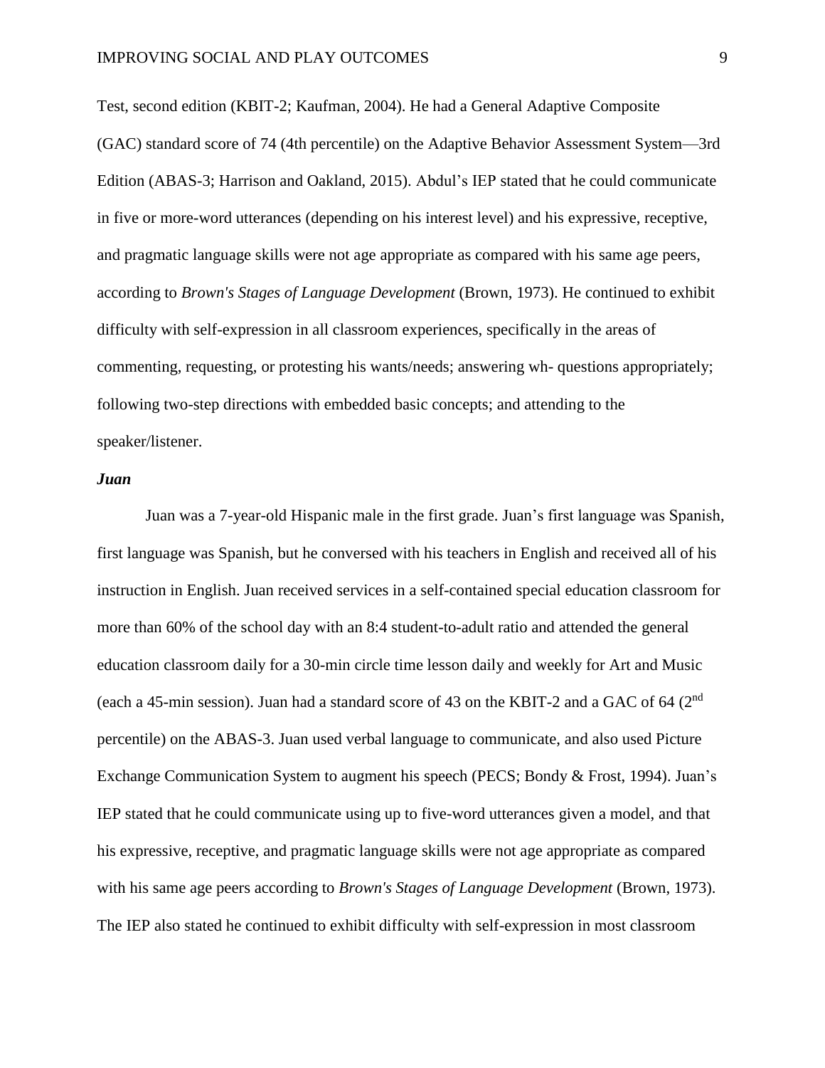Test, second edition (KBIT-2; Kaufman, 2004). He had a General Adaptive Composite (GAC) standard score of 74 (4th percentile) on the Adaptive Behavior Assessment System—3rd Edition (ABAS-3; Harrison and Oakland, 2015). Abdul's IEP stated that he could communicate in five or more-word utterances (depending on his interest level) and his expressive, receptive, and pragmatic language skills were not age appropriate as compared with his same age peers, according to *Brown's Stages of Language Development* (Brown, 1973). He continued to exhibit difficulty with self-expression in all classroom experiences, specifically in the areas of commenting, requesting, or protesting his wants/needs; answering wh- questions appropriately; following two-step directions with embedded basic concepts; and attending to the speaker/listener.

***Juan***

Juan was a 7-year-old Hispanic male in the first grade. Juan's first language was Spanish, first language was Spanish, but he conversed with his teachers in English and received all of his instruction in English. Juan received services in a self-contained special education classroom for more than 60% of the school day with an 8:4 student-to-adult ratio and attended the general education classroom daily for a 30-min circle time lesson daily and weekly for Art and Music (each a 45-min session). Juan had a standard score of 43 on the KBIT-2 and a GAC of 64 (2nd percentile) on the ABAS-3. Juan used verbal language to communicate, and also used Picture Exchange Communication System to augment his speech (PECS; Bondy & Frost, 1994). Juan's IEP stated that he could communicate using up to five-word utterances given a model, and that his expressive, receptive, and pragmatic language skills were not age appropriate as compared with his same age peers according to *Brown's Stages of Language Development* (Brown, 1973). The IEP also stated he continued to exhibit difficulty with self-expression in most classroom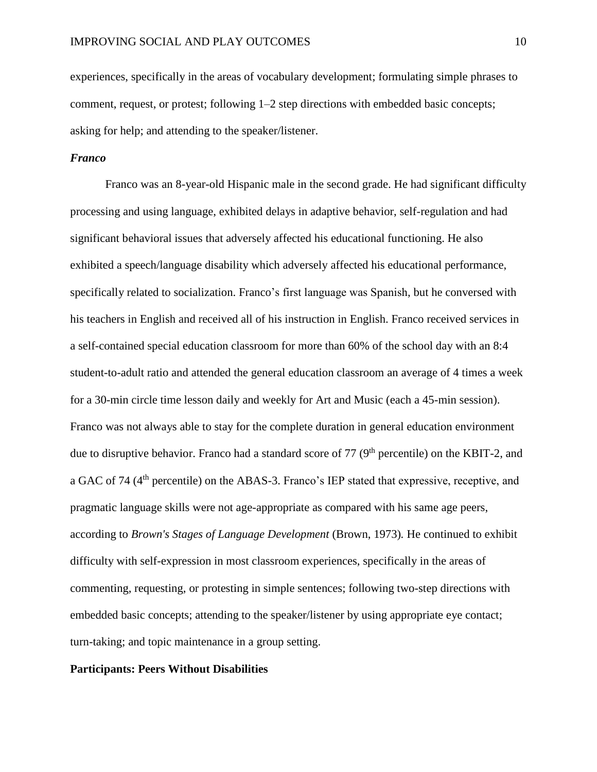experiences, specifically in the areas of vocabulary development; formulating simple phrases to comment, request, or protest; following 1–2 step directions with embedded basic concepts; asking for help; and attending to the speaker/listener.

### *Franco*

Franco was an 8-year-old Hispanic male in the second grade. He had significant difficulty processing and using language, exhibited delays in adaptive behavior, self-regulation and had significant behavioral issues that adversely affected his educational functioning. He also exhibited a speech/language disability which adversely affected his educational performance, specifically related to socialization. Franco's first language was Spanish, but he conversed with his teachers in English and received all of his instruction in English. Franco received services in a self-contained special education classroom for more than 60% of the school day with an 8:4 student-to-adult ratio and attended the general education classroom an average of 4 times a week for a 30-min circle time lesson daily and weekly for Art and Music (each a 45-min session). Franco was not always able to stay for the complete duration in general education environment due to disruptive behavior. Franco had a standard score of 77 (9th percentile) on the KBIT-2, and a GAC of 74 (4th percentile) on the ABAS-3. Franco's IEP stated that expressive, receptive, and pragmatic language skills were not age-appropriate as compared with his same age peers, according to *Brown's Stages of Language Development* (Brown, 1973). He continued to exhibit difficulty with self-expression in most classroom experiences, specifically in the areas of commenting, requesting, or protesting in simple sentences; following two-step directions with embedded basic concepts; attending to the speaker/listener by using appropriate eye contact; turn-taking; and topic maintenance in a group setting.

## Participants: Peers Without Disabilities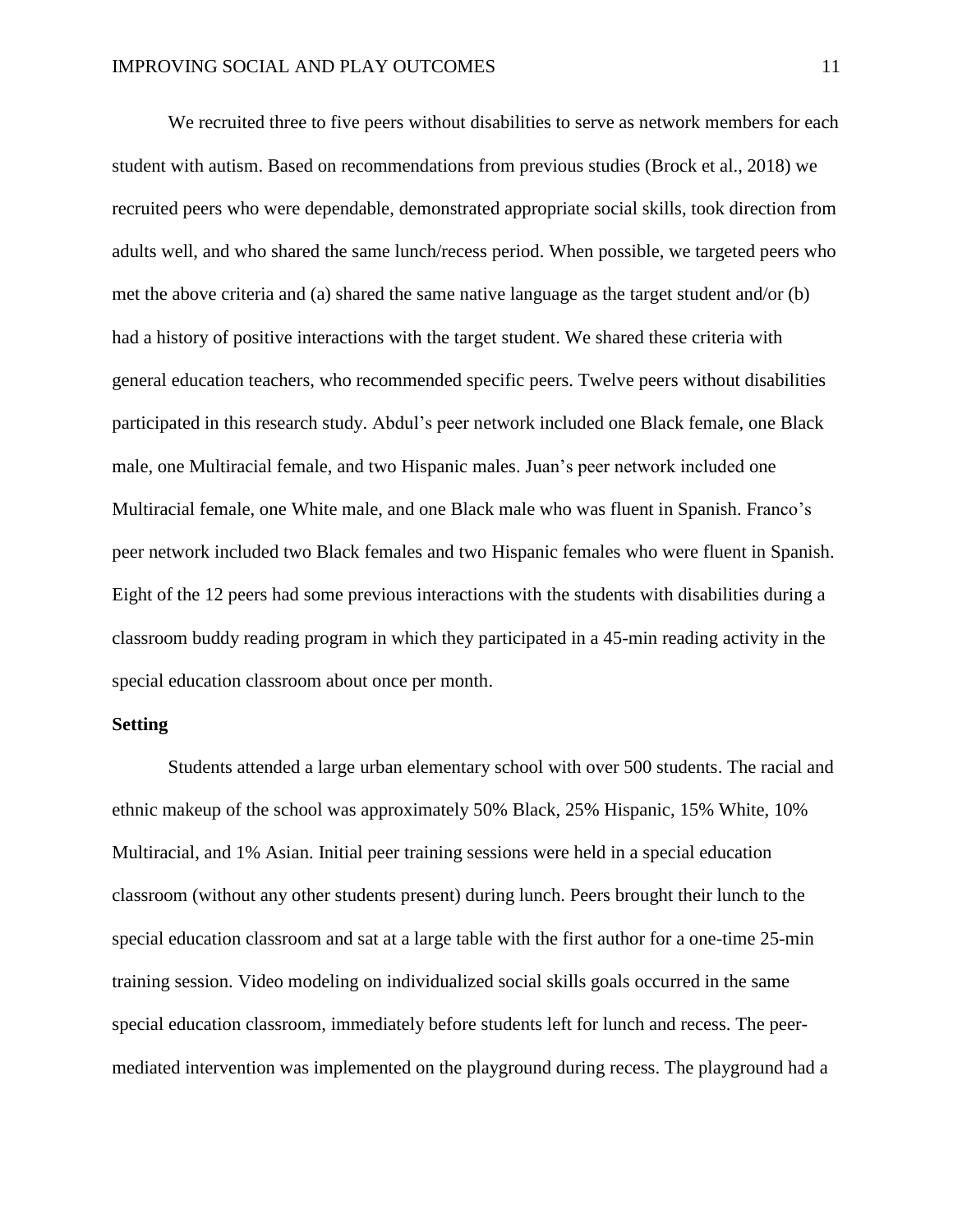We recruited three to five peers without disabilities to serve as network members for each student with autism. Based on recommendations from previous studies (Brock et al., 2018) we recruited peers who were dependable, demonstrated appropriate social skills, took direction from adults well, and who shared the same lunch/recess period. When possible, we targeted peers who met the above criteria and (a) shared the same native language as the target student and/or (b) had a history of positive interactions with the target student. We shared these criteria with general education teachers, who recommended specific peers. Twelve peers without disabilities participated in this research study. Abdul's peer network included one Black female, one Black male, one Multiracial female, and two Hispanic males. Juan's peer network included one Multiracial female, one White male, and one Black male who was fluent in Spanish. Franco's peer network included two Black females and two Hispanic females who were fluent in Spanish. Eight of the 12 peers had some previous interactions with the students with disabilities during a classroom buddy reading program in which they participated in a 45-min reading activity in the special education classroom about once per month.

**Setting**

Students attended a large urban elementary school with over 500 students. The racial and ethnic makeup of the school was approximately 50% Black, 25% Hispanic, 15% White, 10% Multiracial, and 1% Asian. Initial peer training sessions were held in a special education classroom (without any other students present) during lunch. Peers brought their lunch to the special education classroom and sat at a large table with the first author for a one-time 25-min training session. Video modeling on individualized social skills goals occurred in the same special education classroom, immediately before students left for lunch and recess. The peer-mediated intervention was implemented on the playground during recess. The playground had a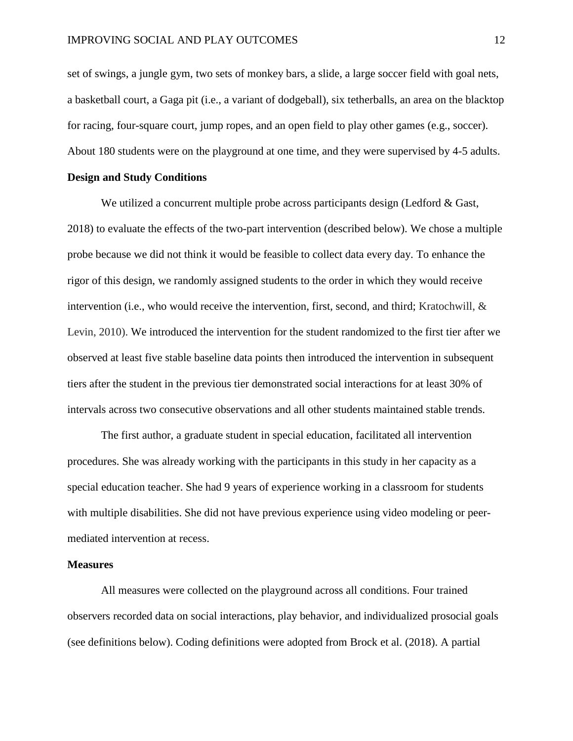set of swings, a jungle gym, two sets of monkey bars, a slide, a large soccer field with goal nets, a basketball court, a Gaga pit (i.e., a variant of dodgeball), six tetherballs, an area on the blacktop for racing, four-square court, jump ropes, and an open field to play other games (e.g., soccer). About 180 students were on the playground at one time, and they were supervised by 4-5 adults.

## Design and Study Conditions

We utilized a concurrent multiple probe across participants design (Ledford & Gast, 2018) to evaluate the effects of the two-part intervention (described below). We chose a multiple probe because we did not think it would be feasible to collect data every day. To enhance the rigor of this design, we randomly assigned students to the order in which they would receive intervention (i.e., who would receive the intervention, first, second, and third; Kratochwill, & Levin, 2010). We introduced the intervention for the student randomized to the first tier after we observed at least five stable baseline data points then introduced the intervention in subsequent tiers after the student in the previous tier demonstrated social interactions for at least 30% of intervals across two consecutive observations and all other students maintained stable trends.

The first author, a graduate student in special education, facilitated all intervention procedures. She was already working with the participants in this study in her capacity as a special education teacher. She had 9 years of experience working in a classroom for students with multiple disabilities. She did not have previous experience using video modeling or peer-mediated intervention at recess.

## Measures

All measures were collected on the playground across all conditions. Four trained observers recorded data on social interactions, play behavior, and individualized prosocial goals (see definitions below). Coding definitions were adopted from Brock et al. (2018). A partial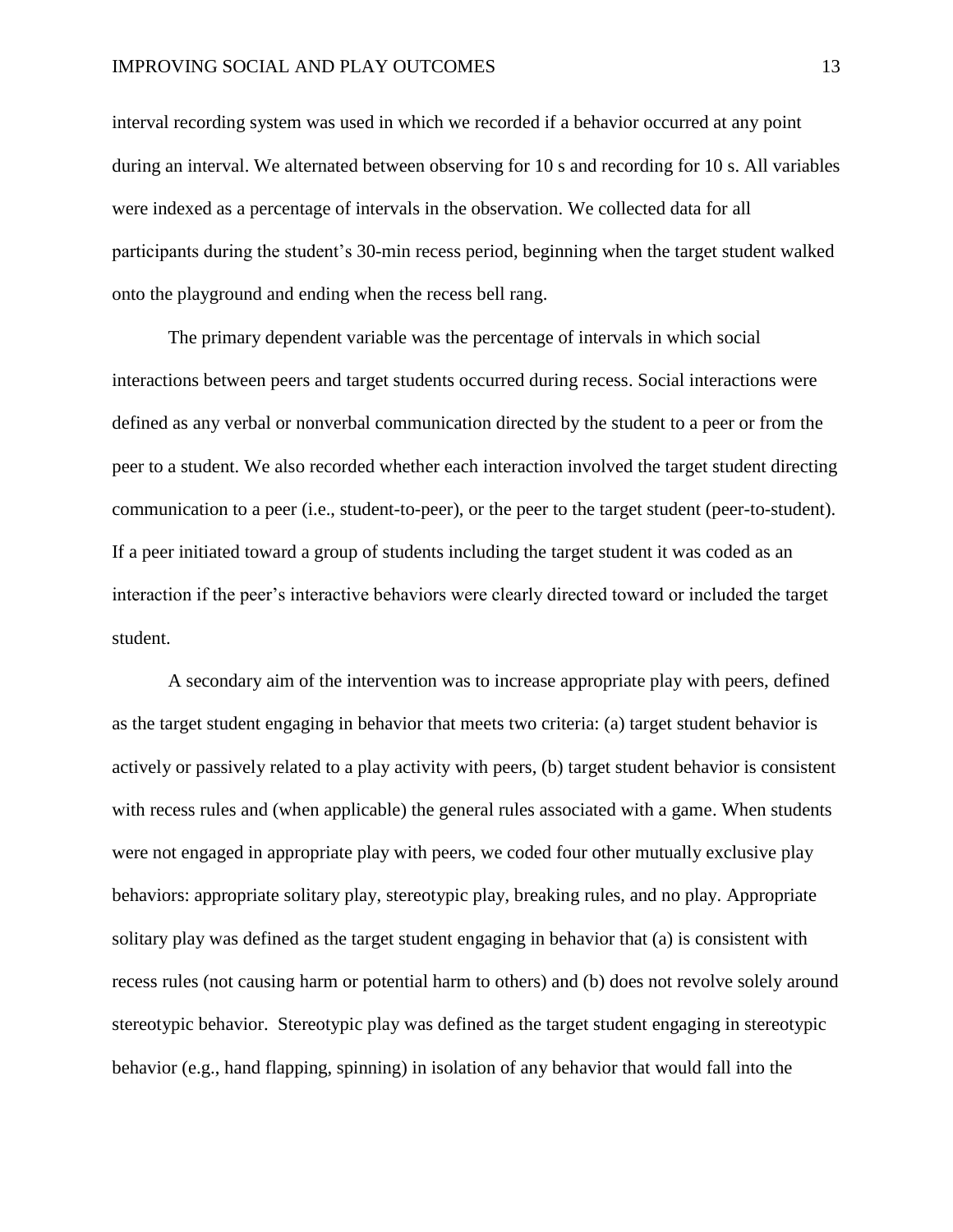interval recording system was used in which we recorded if a behavior occurred at any point during an interval. We alternated between observing for 10 s and recording for 10 s. All variables were indexed as a percentage of intervals in the observation. We collected data for all participants during the student's 30-min recess period, beginning when the target student walked onto the playground and ending when the recess bell rang.

The primary dependent variable was the percentage of intervals in which social interactions between peers and target students occurred during recess. Social interactions were defined as any verbal or nonverbal communication directed by the student to a peer or from the peer to a student. We also recorded whether each interaction involved the target student directing communication to a peer (i.e., student-to-peer), or the peer to the target student (peer-to-student). If a peer initiated toward a group of students including the target student it was coded as an interaction if the peer's interactive behaviors were clearly directed toward or included the target student.

A secondary aim of the intervention was to increase appropriate play with peers, defined as the target student engaging in behavior that meets two criteria: (a) target student behavior is actively or passively related to a play activity with peers, (b) target student behavior is consistent with recess rules and (when applicable) the general rules associated with a game. When students were not engaged in appropriate play with peers, we coded four other mutually exclusive play behaviors: appropriate solitary play, stereotypic play, breaking rules, and no play. Appropriate solitary play was defined as the target student engaging in behavior that (a) is consistent with recess rules (not causing harm or potential harm to others) and (b) does not revolve solely around stereotypic behavior. Stereotypic play was defined as the target student engaging in stereotypic behavior (e.g., hand flapping, spinning) in isolation of any behavior that would fall into the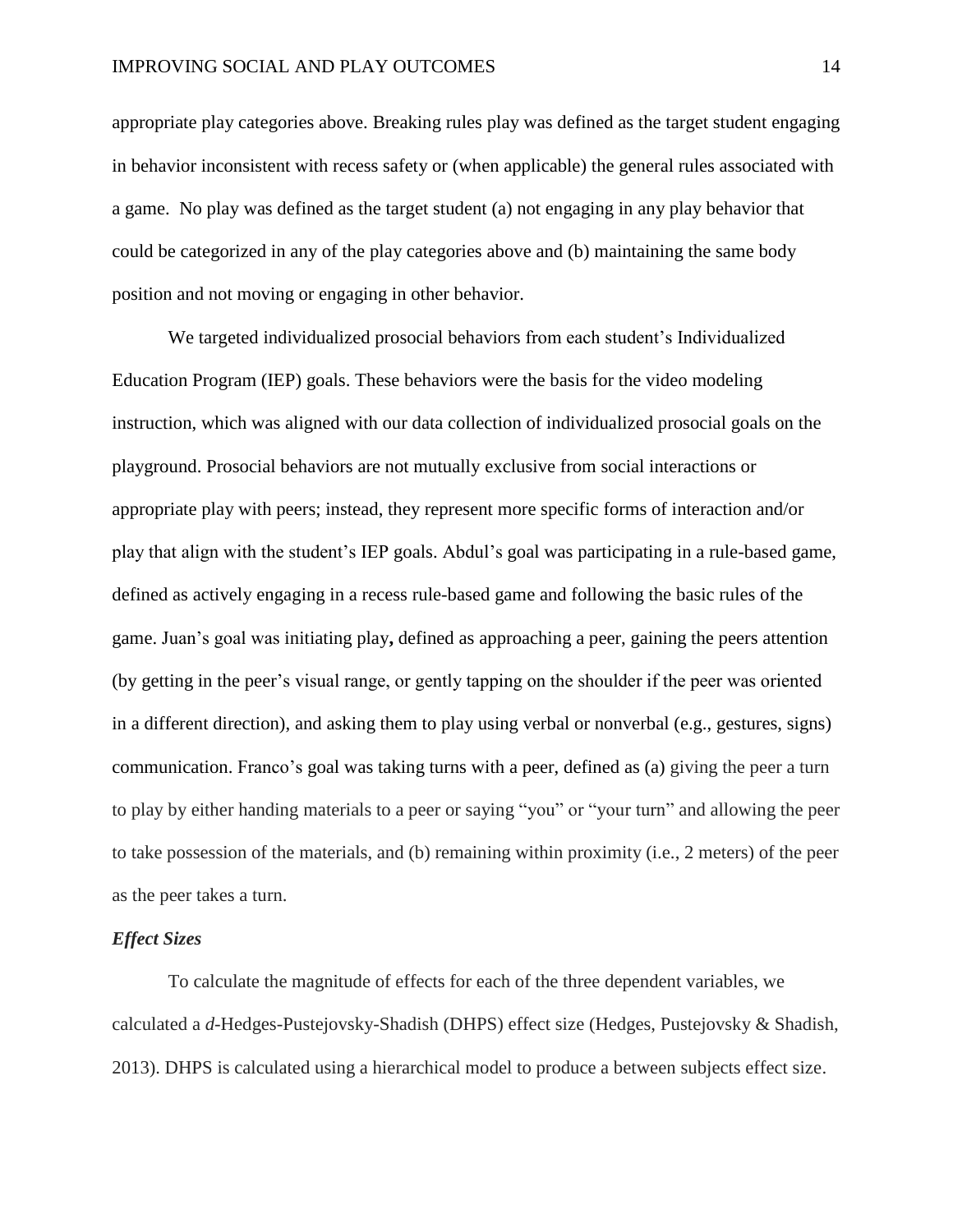appropriate play categories above. Breaking rules play was defined as the target student engaging in behavior inconsistent with recess safety or (when applicable) the general rules associated with a game. No play was defined as the target student (a) not engaging in any play behavior that could be categorized in any of the play categories above and (b) maintaining the same body position and not moving or engaging in other behavior.

We targeted individualized prosocial behaviors from each student's Individualized Education Program (IEP) goals. These behaviors were the basis for the video modeling instruction, which was aligned with our data collection of individualized prosocial goals on the playground. Prosocial behaviors are not mutually exclusive from social interactions or appropriate play with peers; instead, they represent more specific forms of interaction and/or play that align with the student's IEP goals. Abdul's goal was participating in a rule-based game, defined as actively engaging in a recess rule-based game and following the basic rules of the game. Juan's goal was initiating play**,** defined as approaching a peer, gaining the peers attention (by getting in the peer's visual range, or gently tapping on the shoulder if the peer was oriented in a different direction), and asking them to play using verbal or nonverbal (e.g., gestures, signs) communication. Franco's goal was taking turns with a peer, defined as (a) giving the peer a turn to play by either handing materials to a peer or saying "you" or "your turn" and allowing the peer to take possession of the materials, and (b) remaining within proximity (i.e., 2 meters) of the peer as the peer takes a turn.

### *Effect Sizes*

To calculate the magnitude of effects for each of the three dependent variables, we calculated a *d*-Hedges-Pustejovsky-Shadish (DHPS) effect size (Hedges, Pustejovsky & Shadish, 2013). DHPS is calculated using a hierarchical model to produce a between subjects effect size.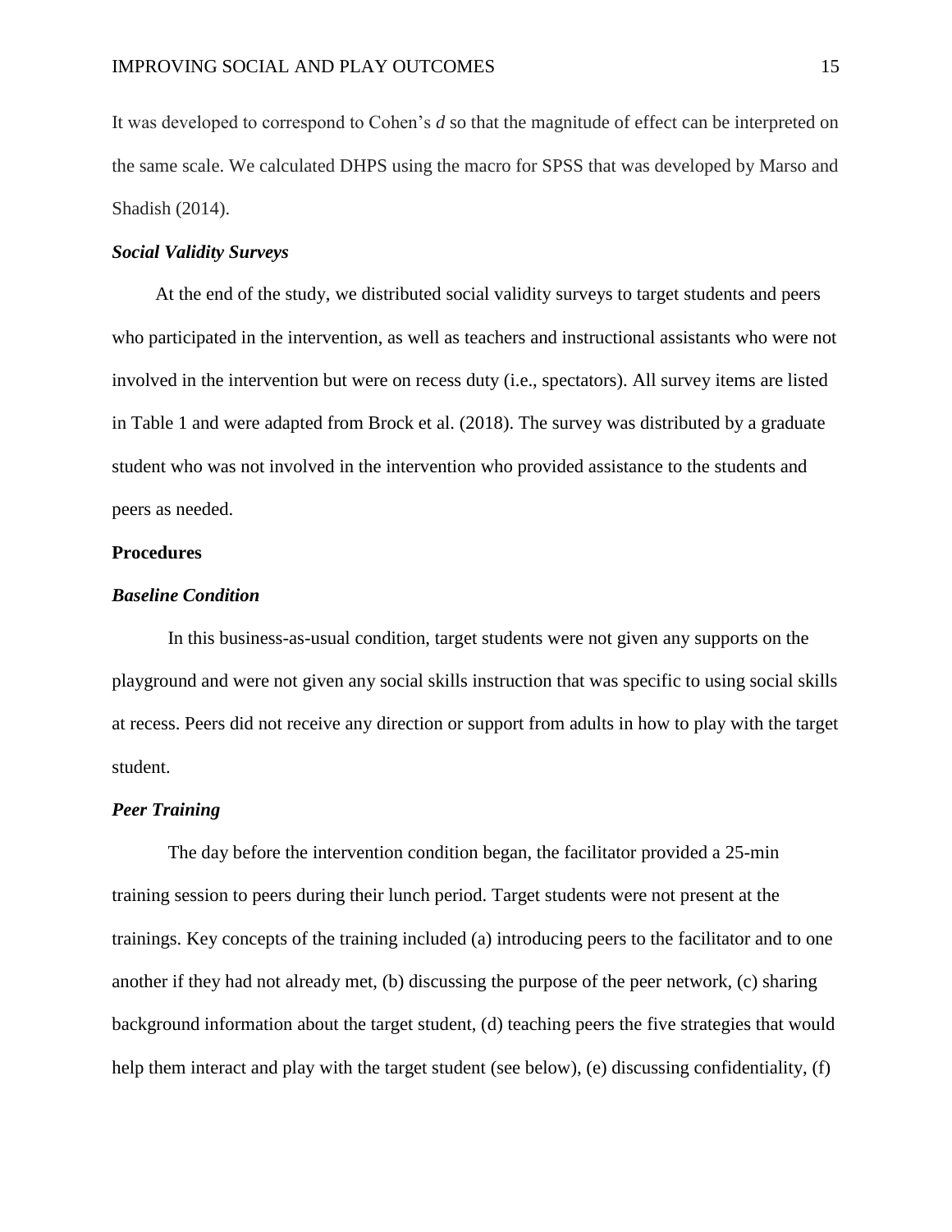It was developed to correspond to Cohen's *d* so that the magnitude of effect can be interpreted on the same scale. We calculated DHPS using the macro for SPSS that was developed by Marso and Shadish (2014).

### *Social Validity Surveys*

At the end of the study, we distributed social validity surveys to target students and peers who participated in the intervention, as well as teachers and instructional assistants who were not involved in the intervention but were on recess duty (i.e., spectators). All survey items are listed in Table 1 and were adapted from Brock et al. (2018). The survey was distributed by a graduate student who was not involved in the intervention who provided assistance to the students and peers as needed.

## **Procedures**

### *Baseline Condition*

In this business-as-usual condition, target students were not given any supports on the playground and were not given any social skills instruction that was specific to using social skills at recess. Peers did not receive any direction or support from adults in how to play with the target student.

### *Peer Training*

The day before the intervention condition began, the facilitator provided a 25-min training session to peers during their lunch period. Target students were not present at the trainings. Key concepts of the training included (a) introducing peers to the facilitator and to one another if they had not already met, (b) discussing the purpose of the peer network, (c) sharing background information about the target student, (d) teaching peers the five strategies that would help them interact and play with the target student (see below), (e) discussing confidentiality, (f)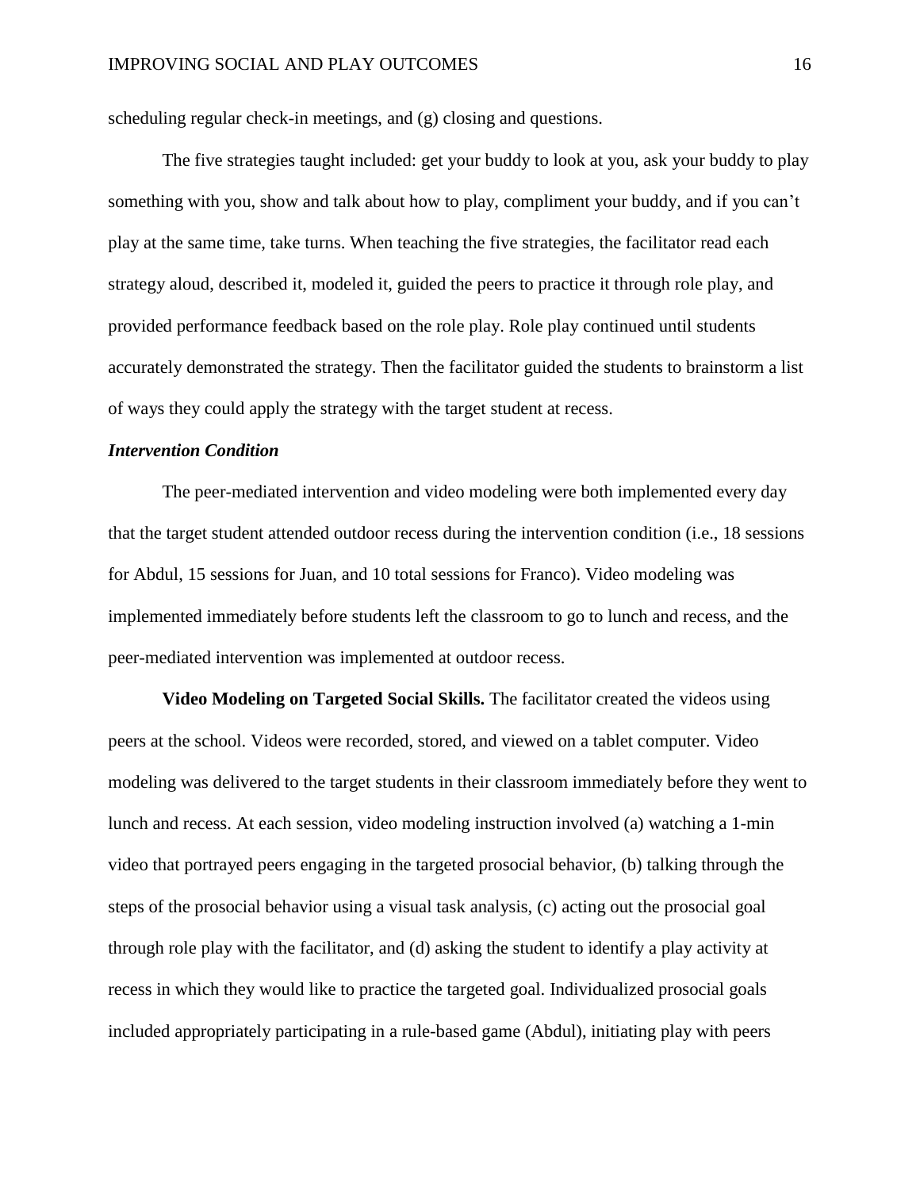scheduling regular check-in meetings, and (g) closing and questions.

The five strategies taught included: get your buddy to look at you, ask your buddy to play something with you, show and talk about how to play, compliment your buddy, and if you can't play at the same time, take turns. When teaching the five strategies, the facilitator read each strategy aloud, described it, modeled it, guided the peers to practice it through role play, and provided performance feedback based on the role play. Role play continued until students accurately demonstrated the strategy. Then the facilitator guided the students to brainstorm a list of ways they could apply the strategy with the target student at recess.

### *Intervention Condition*

The peer-mediated intervention and video modeling were both implemented every day that the target student attended outdoor recess during the intervention condition (i.e., 18 sessions for Abdul, 15 sessions for Juan, and 10 total sessions for Franco). Video modeling was implemented immediately before students left the classroom to go to lunch and recess, and the peer-mediated intervention was implemented at outdoor recess.

**Video Modeling on Targeted Social Skills.** The facilitator created the videos using peers at the school. Videos were recorded, stored, and viewed on a tablet computer. Video modeling was delivered to the target students in their classroom immediately before they went to lunch and recess. At each session, video modeling instruction involved (a) watching a 1-min video that portrayed peers engaging in the targeted prosocial behavior, (b) talking through the steps of the prosocial behavior using a visual task analysis, (c) acting out the prosocial goal through role play with the facilitator, and (d) asking the student to identify a play activity at recess in which they would like to practice the targeted goal. Individualized prosocial goals included appropriately participating in a rule-based game (Abdul), initiating play with peers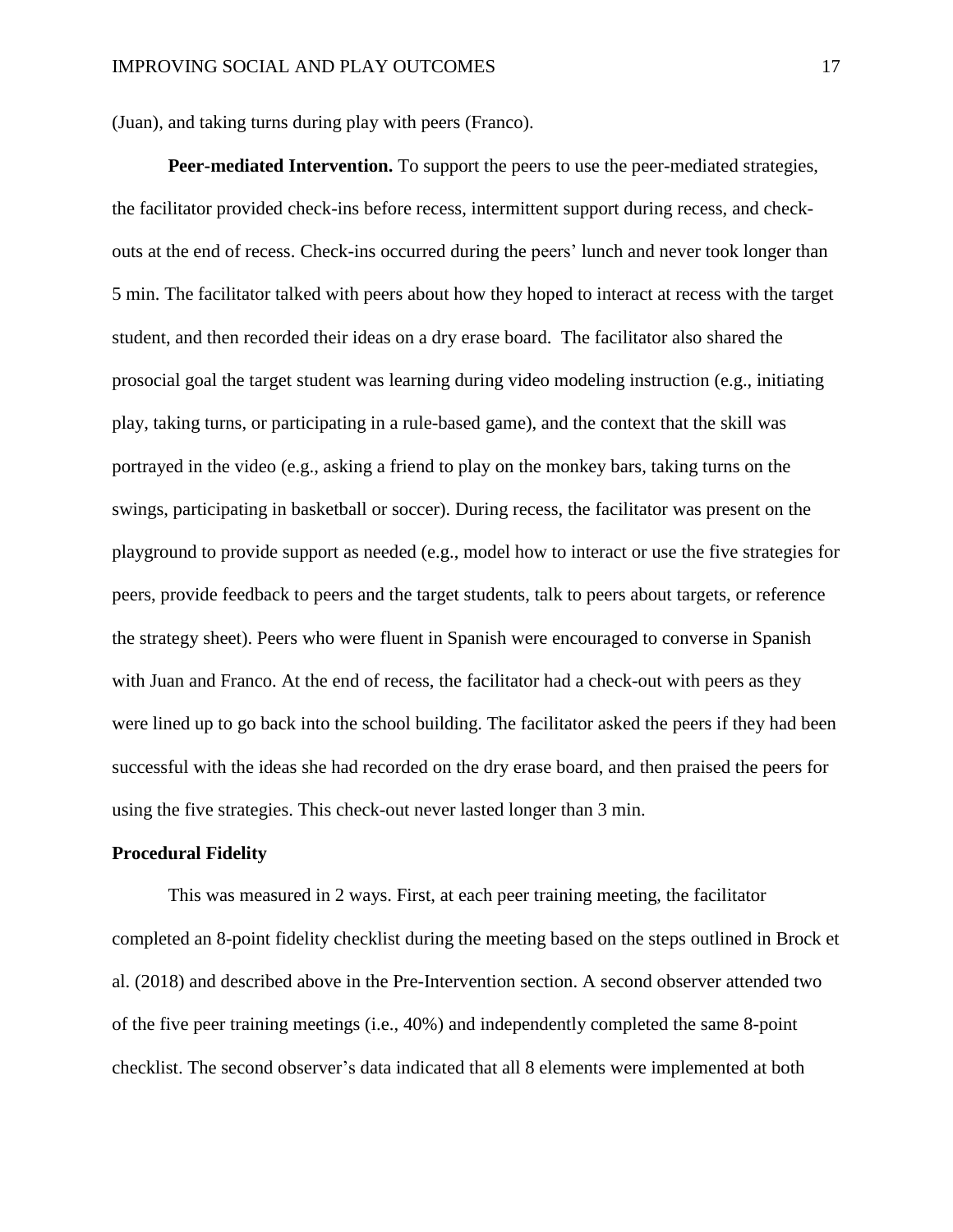(Juan), and taking turns during play with peers (Franco).

**Peer-mediated Intervention.** To support the peers to use the peer-mediated strategies, the facilitator provided check-ins before recess, intermittent support during recess, and check-outs at the end of recess. Check-ins occurred during the peers' lunch and never took longer than 5 min. The facilitator talked with peers about how they hoped to interact at recess with the target student, and then recorded their ideas on a dry erase board. The facilitator also shared the prosocial goal the target student was learning during video modeling instruction (e.g., initiating play, taking turns, or participating in a rule-based game), and the context that the skill was portrayed in the video (e.g., asking a friend to play on the monkey bars, taking turns on the swings, participating in basketball or soccer). During recess, the facilitator was present on the playground to provide support as needed (e.g., model how to interact or use the five strategies for peers, provide feedback to peers and the target students, talk to peers about targets, or reference the strategy sheet). Peers who were fluent in Spanish were encouraged to converse in Spanish with Juan and Franco. At the end of recess, the facilitator had a check-out with peers as they were lined up to go back into the school building. The facilitator asked the peers if they had been successful with the ideas she had recorded on the dry erase board, and then praised the peers for using the five strategies. This check-out never lasted longer than 3 min.

## Procedural Fidelity

This was measured in 2 ways. First, at each peer training meeting, the facilitator completed an 8-point fidelity checklist during the meeting based on the steps outlined in Brock et al. (2018) and described above in the Pre-Intervention section. A second observer attended two of the five peer training meetings (i.e., 40%) and independently completed the same 8-point checklist. The second observer's data indicated that all 8 elements were implemented at both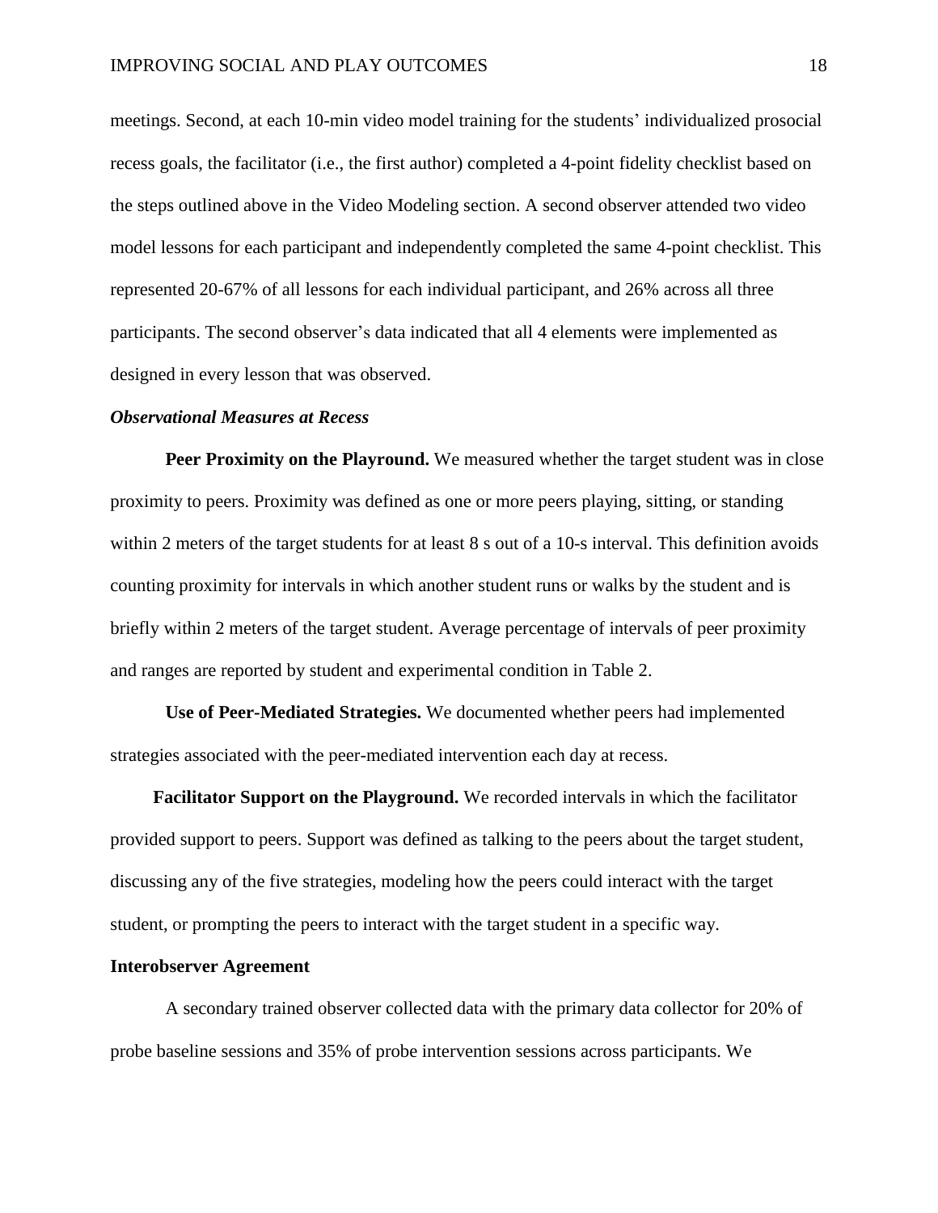meetings. Second, at each 10-min video model training for the students' individualized prosocial recess goals, the facilitator (i.e., the first author) completed a 4-point fidelity checklist based on the steps outlined above in the Video Modeling section. A second observer attended two video model lessons for each participant and independently completed the same 4-point checklist. This represented 20-67% of all lessons for each individual participant, and 26% across all three participants. The second observer's data indicated that all 4 elements were implemented as designed in every lesson that was observed.

### *Observational Measures at Recess*

**Peer Proximity on the Playround.** We measured whether the target student was in close proximity to peers. Proximity was defined as one or more peers playing, sitting, or standing within 2 meters of the target students for at least 8 s out of a 10-s interval. This definition avoids counting proximity for intervals in which another student runs or walks by the student and is briefly within 2 meters of the target student. Average percentage of intervals of peer proximity and ranges are reported by student and experimental condition in Table 2.

**Use of Peer-Mediated Strategies.** We documented whether peers had implemented strategies associated with the peer-mediated intervention each day at recess.

**Facilitator Support on the Playground.** We recorded intervals in which the facilitator provided support to peers. Support was defined as talking to the peers about the target student, discussing any of the five strategies, modeling how the peers could interact with the target student, or prompting the peers to interact with the target student in a specific way.

## Interobserver Agreement

A secondary trained observer collected data with the primary data collector for 20% of probe baseline sessions and 35% of probe intervention sessions across participants. We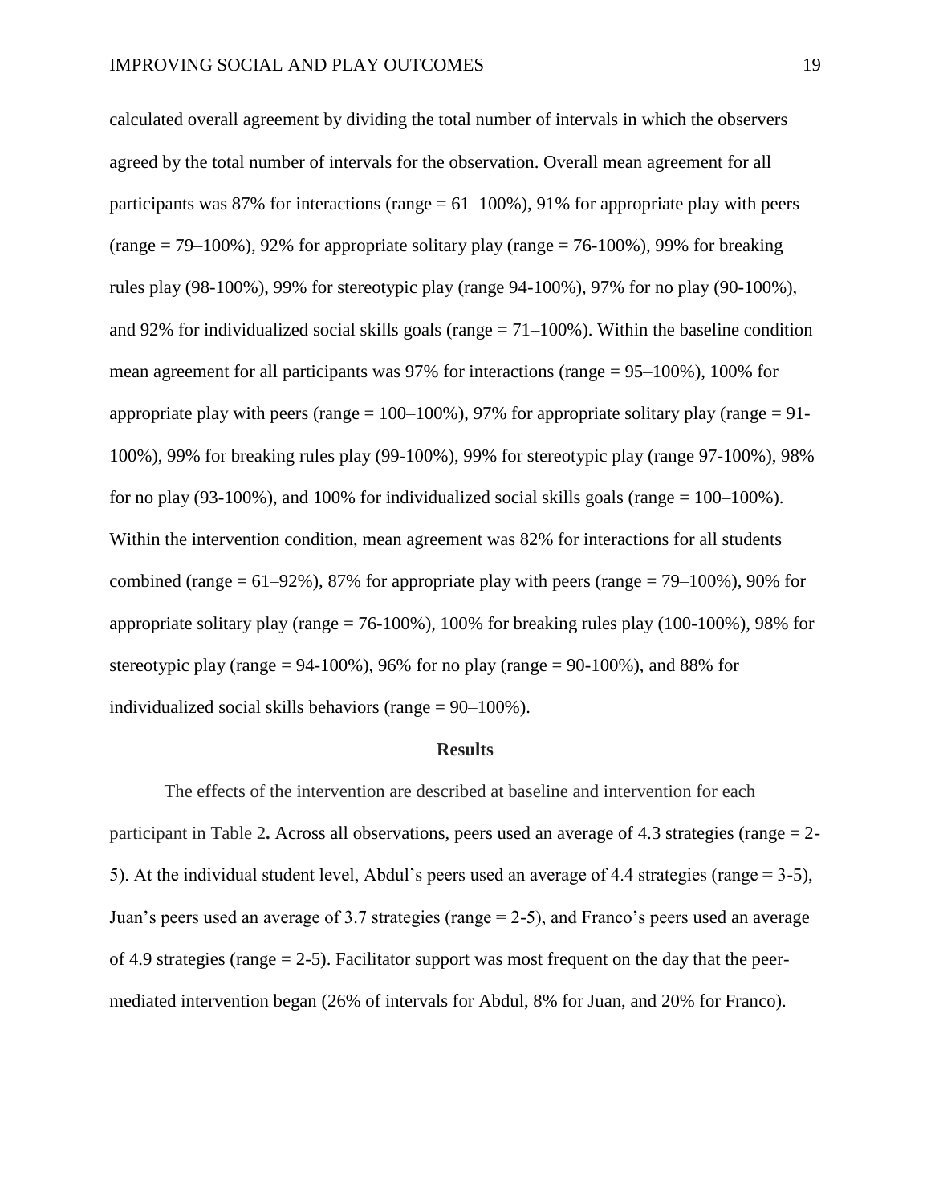calculated overall agreement by dividing the total number of intervals in which the observers agreed by the total number of intervals for the observation. Overall mean agreement for all participants was 87% for interactions (range = 61–100%), 91% for appropriate play with peers (range = 79–100%), 92% for appropriate solitary play (range = 76-100%), 99% for breaking rules play (98-100%), 99% for stereotypic play (range 94-100%), 97% for no play (90-100%), and 92% for individualized social skills goals (range = 71–100%). Within the baseline condition mean agreement for all participants was 97% for interactions (range = 95–100%), 100% for appropriate play with peers (range = 100–100%), 97% for appropriate solitary play (range = 91-100%), 99% for breaking rules play (99-100%), 99% for stereotypic play (range 97-100%), 98% for no play (93-100%), and 100% for individualized social skills goals (range = 100–100%). Within the intervention condition, mean agreement was 82% for interactions for all students combined (range = 61–92%), 87% for appropriate play with peers (range = 79–100%), 90% for appropriate solitary play (range = 76-100%), 100% for breaking rules play (100-100%), 98% for stereotypic play (range = 94-100%), 96% for no play (range = 90-100%), and 88% for individualized social skills behaviors (range = 90–100%).

## Results

The effects of the intervention are described at baseline and intervention for each participant in Table 2**.** Across all observations, peers used an average of 4.3 strategies (range = 2-5). At the individual student level, Abdul's peers used an average of 4.4 strategies (range = 3-5), Juan's peers used an average of 3.7 strategies (range = 2-5), and Franco's peers used an average of 4.9 strategies (range = 2-5). Facilitator support was most frequent on the day that the peer-mediated intervention began (26% of intervals for Abdul, 8% for Juan, and 20% for Franco).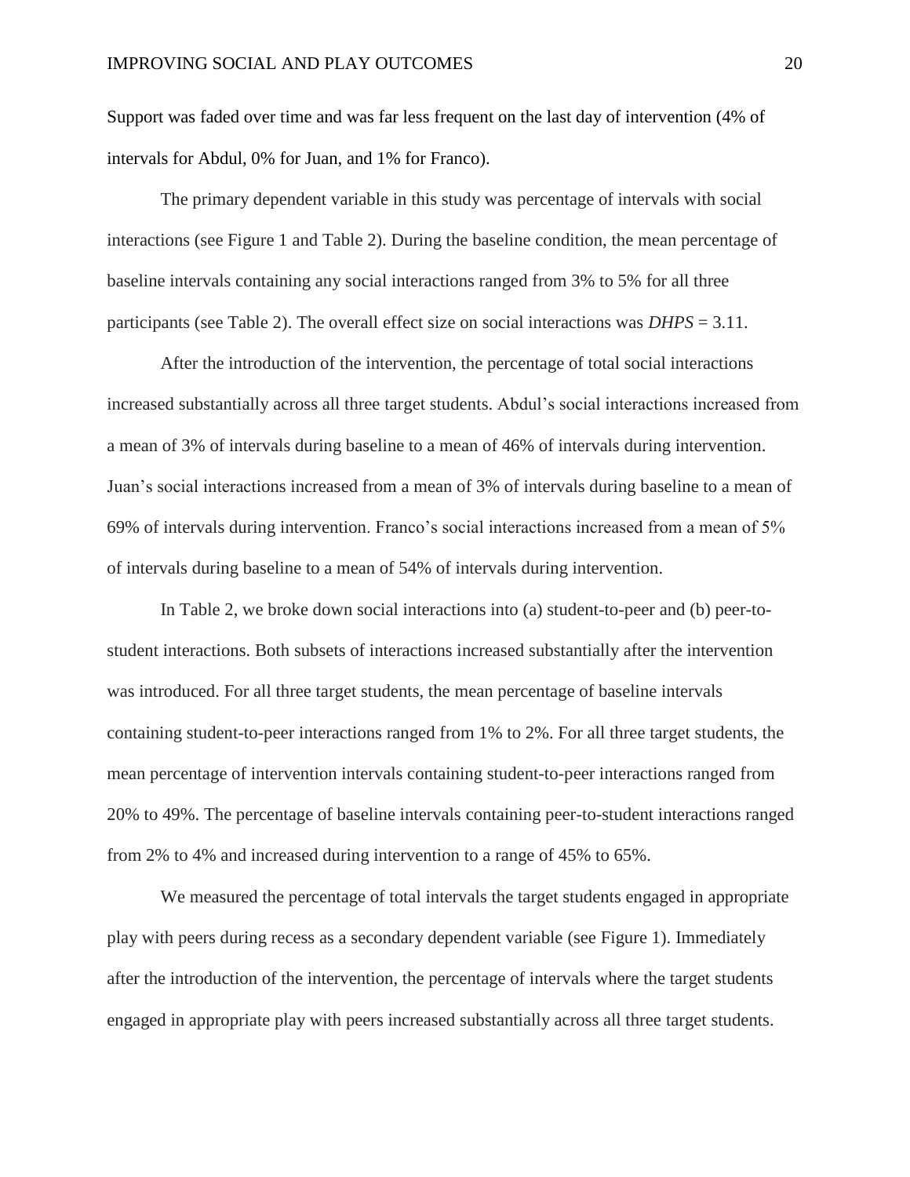Support was faded over time and was far less frequent on the last day of intervention (4% of intervals for Abdul, 0% for Juan, and 1% for Franco).

The primary dependent variable in this study was percentage of intervals with social interactions (see Figure 1 and Table 2). During the baseline condition, the mean percentage of baseline intervals containing any social interactions ranged from 3% to 5% for all three participants (see Table 2). The overall effect size on social interactions was *DHPS* = 3.11.

After the introduction of the intervention, the percentage of total social interactions increased substantially across all three target students. Abdul's social interactions increased from a mean of 3% of intervals during baseline to a mean of 46% of intervals during intervention. Juan's social interactions increased from a mean of 3% of intervals during baseline to a mean of 69% of intervals during intervention. Franco's social interactions increased from a mean of 5% of intervals during baseline to a mean of 54% of intervals during intervention.

In Table 2, we broke down social interactions into (a) student-to-peer and (b) peer-to-student interactions. Both subsets of interactions increased substantially after the intervention was introduced. For all three target students, the mean percentage of baseline intervals containing student-to-peer interactions ranged from 1% to 2%. For all three target students, the mean percentage of intervention intervals containing student-to-peer interactions ranged from 20% to 49%. The percentage of baseline intervals containing peer-to-student interactions ranged from 2% to 4% and increased during intervention to a range of 45% to 65%.

We measured the percentage of total intervals the target students engaged in appropriate play with peers during recess as a secondary dependent variable (see Figure 1). Immediately after the introduction of the intervention, the percentage of intervals where the target students engaged in appropriate play with peers increased substantially across all three target students.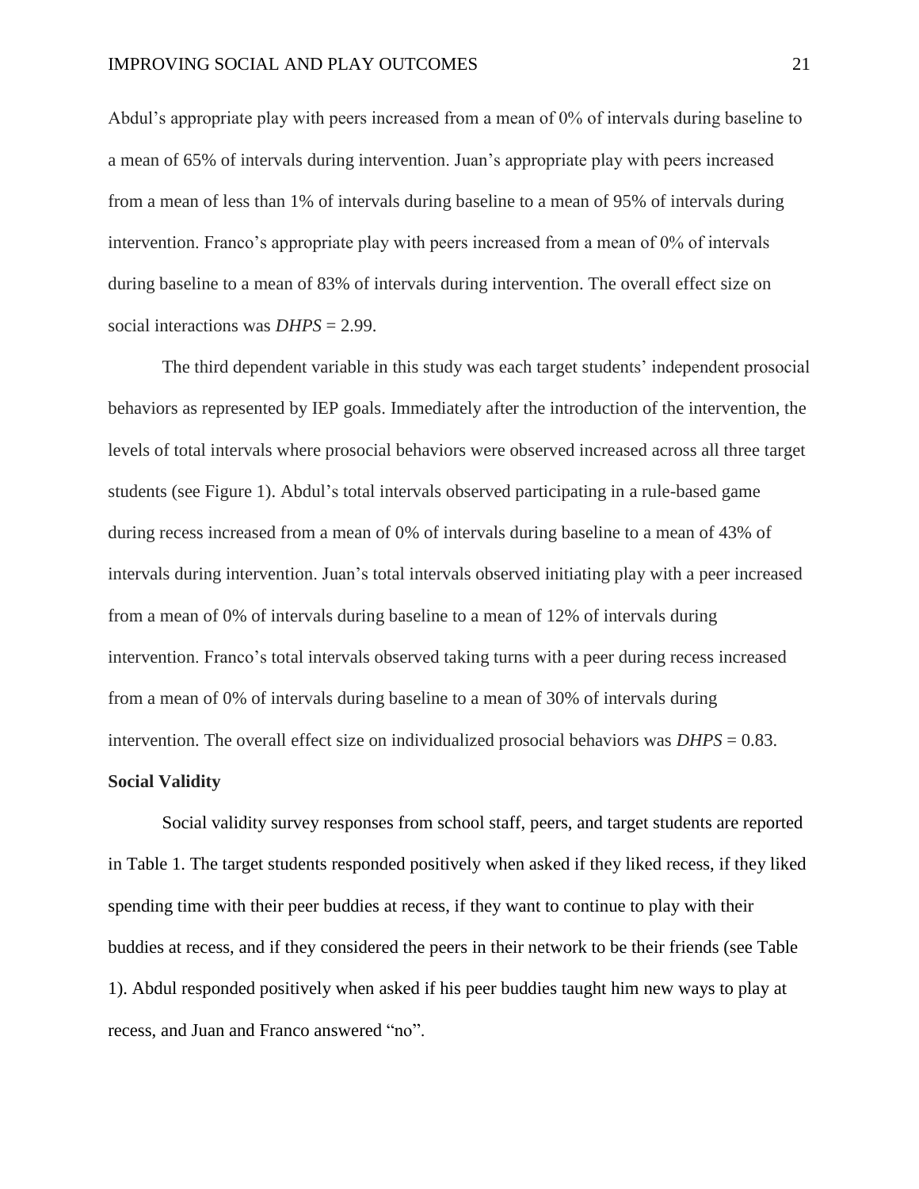Abdul's appropriate play with peers increased from a mean of 0% of intervals during baseline to a mean of 65% of intervals during intervention. Juan's appropriate play with peers increased from a mean of less than 1% of intervals during baseline to a mean of 95% of intervals during intervention. Franco's appropriate play with peers increased from a mean of 0% of intervals during baseline to a mean of 83% of intervals during intervention. The overall effect size on social interactions was *DHPS* = 2.99.

The third dependent variable in this study was each target students' independent prosocial behaviors as represented by IEP goals. Immediately after the introduction of the intervention, the levels of total intervals where prosocial behaviors were observed increased across all three target students (see Figure 1). Abdul's total intervals observed participating in a rule-based game during recess increased from a mean of 0% of intervals during baseline to a mean of 43% of intervals during intervention. Juan's total intervals observed initiating play with a peer increased from a mean of 0% of intervals during baseline to a mean of 12% of intervals during intervention. Franco's total intervals observed taking turns with a peer during recess increased from a mean of 0% of intervals during baseline to a mean of 30% of intervals during intervention. The overall effect size on individualized prosocial behaviors was *DHPS* = 0.83.

**Social Validity**

Social validity survey responses from school staff, peers, and target students are reported in Table 1. The target students responded positively when asked if they liked recess, if they liked spending time with their peer buddies at recess, if they want to continue to play with their buddies at recess, and if they considered the peers in their network to be their friends (see Table 1). Abdul responded positively when asked if his peer buddies taught him new ways to play at recess, and Juan and Franco answered "no".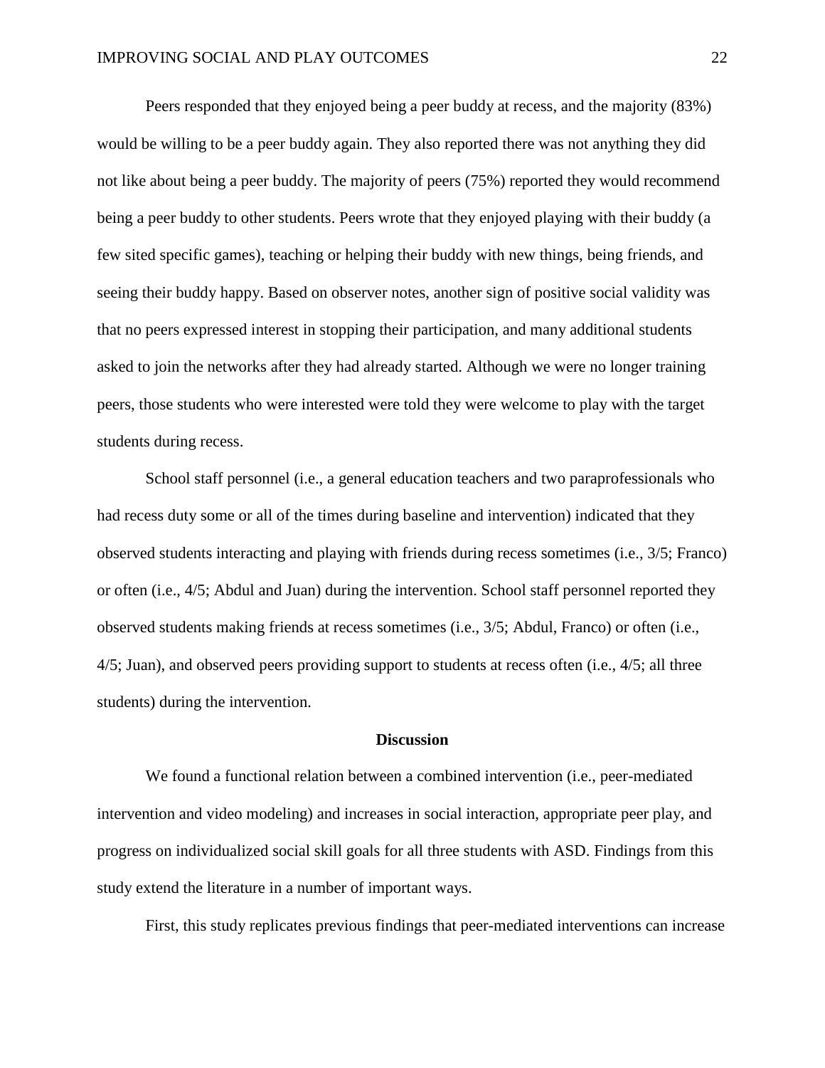Peers responded that they enjoyed being a peer buddy at recess, and the majority (83%) would be willing to be a peer buddy again. They also reported there was not anything they did not like about being a peer buddy. The majority of peers (75%) reported they would recommend being a peer buddy to other students. Peers wrote that they enjoyed playing with their buddy (a few sited specific games), teaching or helping their buddy with new things, being friends, and seeing their buddy happy. Based on observer notes, another sign of positive social validity was that no peers expressed interest in stopping their participation, and many additional students asked to join the networks after they had already started. Although we were no longer training peers, those students who were interested were told they were welcome to play with the target students during recess.

School staff personnel (i.e., a general education teachers and two paraprofessionals who had recess duty some or all of the times during baseline and intervention) indicated that they observed students interacting and playing with friends during recess sometimes (i.e., 3/5; Franco) or often (i.e., 4/5; Abdul and Juan) during the intervention. School staff personnel reported they observed students making friends at recess sometimes (i.e., 3/5; Abdul, Franco) or often (i.e., 4/5; Juan), and observed peers providing support to students at recess often (i.e., 4/5; all three students) during the intervention.

## Discussion

We found a functional relation between a combined intervention (i.e., peer-mediated intervention and video modeling) and increases in social interaction, appropriate peer play, and progress on individualized social skill goals for all three students with ASD. Findings from this study extend the literature in a number of important ways.

First, this study replicates previous findings that peer-mediated interventions can increase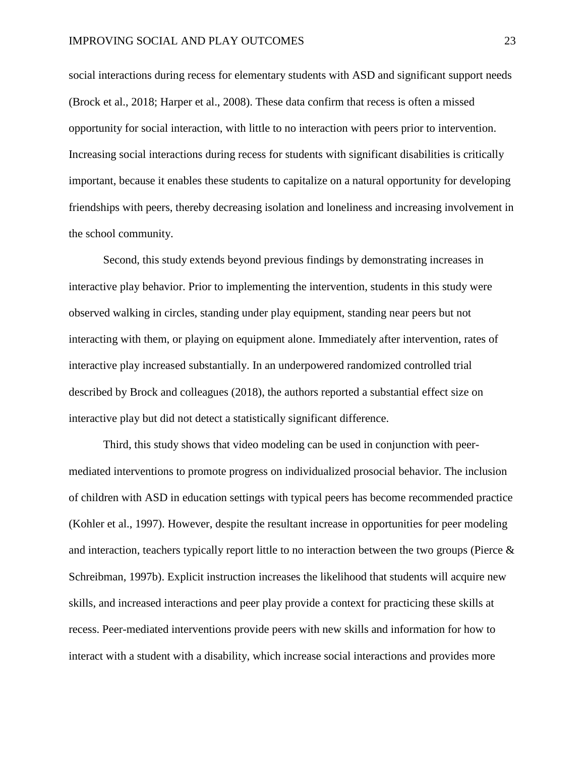social interactions during recess for elementary students with ASD and significant support needs (Brock et al., 2018; Harper et al., 2008). These data confirm that recess is often a missed opportunity for social interaction, with little to no interaction with peers prior to intervention. Increasing social interactions during recess for students with significant disabilities is critically important, because it enables these students to capitalize on a natural opportunity for developing friendships with peers, thereby decreasing isolation and loneliness and increasing involvement in the school community.

Second, this study extends beyond previous findings by demonstrating increases in interactive play behavior. Prior to implementing the intervention, students in this study were observed walking in circles, standing under play equipment, standing near peers but not interacting with them, or playing on equipment alone. Immediately after intervention, rates of interactive play increased substantially. In an underpowered randomized controlled trial described by Brock and colleagues (2018), the authors reported a substantial effect size on interactive play but did not detect a statistically significant difference.

Third, this study shows that video modeling can be used in conjunction with peer-mediated interventions to promote progress on individualized prosocial behavior. The inclusion of children with ASD in education settings with typical peers has become recommended practice (Kohler et al., 1997). However, despite the resultant increase in opportunities for peer modeling and interaction, teachers typically report little to no interaction between the two groups (Pierce & Schreibman, 1997b). Explicit instruction increases the likelihood that students will acquire new skills, and increased interactions and peer play provide a context for practicing these skills at recess. Peer-mediated interventions provide peers with new skills and information for how to interact with a student with a disability, which increase social interactions and provides more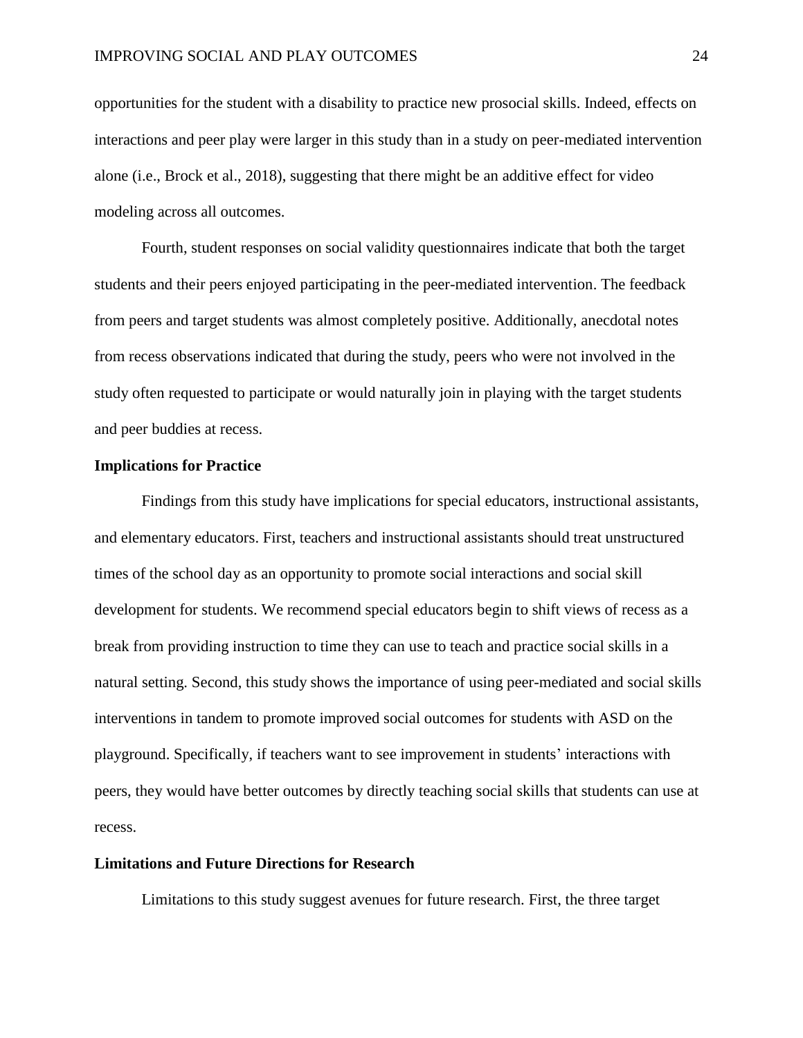opportunities for the student with a disability to practice new prosocial skills. Indeed, effects on interactions and peer play were larger in this study than in a study on peer-mediated intervention alone (i.e., Brock et al., 2018), suggesting that there might be an additive effect for video modeling across all outcomes.

Fourth, student responses on social validity questionnaires indicate that both the target students and their peers enjoyed participating in the peer-mediated intervention. The feedback from peers and target students was almost completely positive. Additionally, anecdotal notes from recess observations indicated that during the study, peers who were not involved in the study often requested to participate or would naturally join in playing with the target students and peer buddies at recess.

## Implications for Practice

Findings from this study have implications for special educators, instructional assistants, and elementary educators. First, teachers and instructional assistants should treat unstructured times of the school day as an opportunity to promote social interactions and social skill development for students. We recommend special educators begin to shift views of recess as a break from providing instruction to time they can use to teach and practice social skills in a natural setting. Second, this study shows the importance of using peer-mediated and social skills interventions in tandem to promote improved social outcomes for students with ASD on the playground. Specifically, if teachers want to see improvement in students' interactions with peers, they would have better outcomes by directly teaching social skills that students can use at recess.

## Limitations and Future Directions for Research

Limitations to this study suggest avenues for future research. First, the three target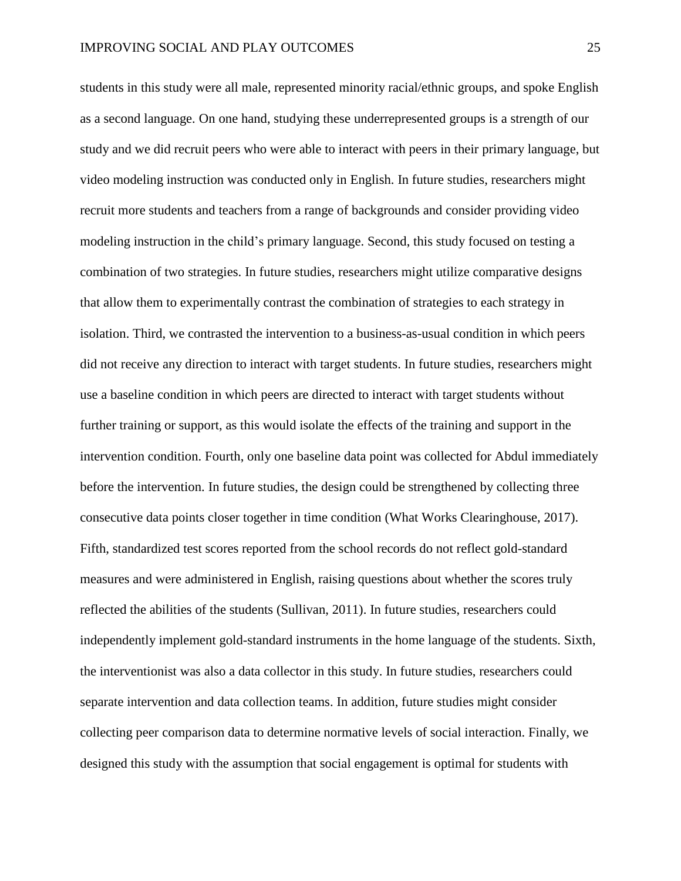students in this study were all male, represented minority racial/ethnic groups, and spoke English as a second language. On one hand, studying these underrepresented groups is a strength of our study and we did recruit peers who were able to interact with peers in their primary language, but video modeling instruction was conducted only in English. In future studies, researchers might recruit more students and teachers from a range of backgrounds and consider providing video modeling instruction in the child's primary language. Second, this study focused on testing a combination of two strategies. In future studies, researchers might utilize comparative designs that allow them to experimentally contrast the combination of strategies to each strategy in isolation. Third, we contrasted the intervention to a business-as-usual condition in which peers did not receive any direction to interact with target students. In future studies, researchers might use a baseline condition in which peers are directed to interact with target students without further training or support, as this would isolate the effects of the training and support in the intervention condition. Fourth, only one baseline data point was collected for Abdul immediately before the intervention. In future studies, the design could be strengthened by collecting three consecutive data points closer together in time condition (What Works Clearinghouse, 2017). Fifth, standardized test scores reported from the school records do not reflect gold-standard measures and were administered in English, raising questions about whether the scores truly reflected the abilities of the students (Sullivan, 2011). In future studies, researchers could independently implement gold-standard instruments in the home language of the students. Sixth, the interventionist was also a data collector in this study. In future studies, researchers could separate intervention and data collection teams. In addition, future studies might consider collecting peer comparison data to determine normative levels of social interaction. Finally, we designed this study with the assumption that social engagement is optimal for students with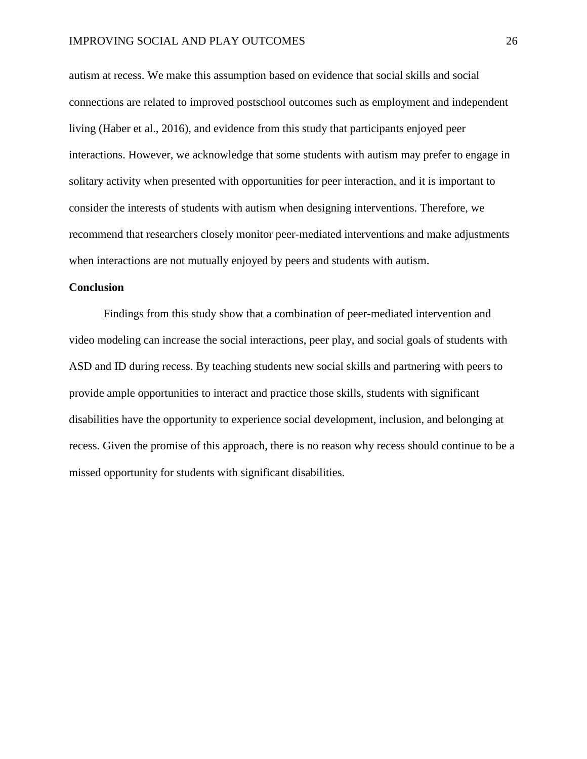autism at recess. We make this assumption based on evidence that social skills and social connections are related to improved postschool outcomes such as employment and independent living (Haber et al., 2016), and evidence from this study that participants enjoyed peer interactions. However, we acknowledge that some students with autism may prefer to engage in solitary activity when presented with opportunities for peer interaction, and it is important to consider the interests of students with autism when designing interventions. Therefore, we recommend that researchers closely monitor peer-mediated interventions and make adjustments when interactions are not mutually enjoyed by peers and students with autism.

## Conclusion

Findings from this study show that a combination of peer-mediated intervention and video modeling can increase the social interactions, peer play, and social goals of students with ASD and ID during recess. By teaching students new social skills and partnering with peers to provide ample opportunities to interact and practice those skills, students with significant disabilities have the opportunity to experience social development, inclusion, and belonging at recess. Given the promise of this approach, there is no reason why recess should continue to be a missed opportunity for students with significant disabilities.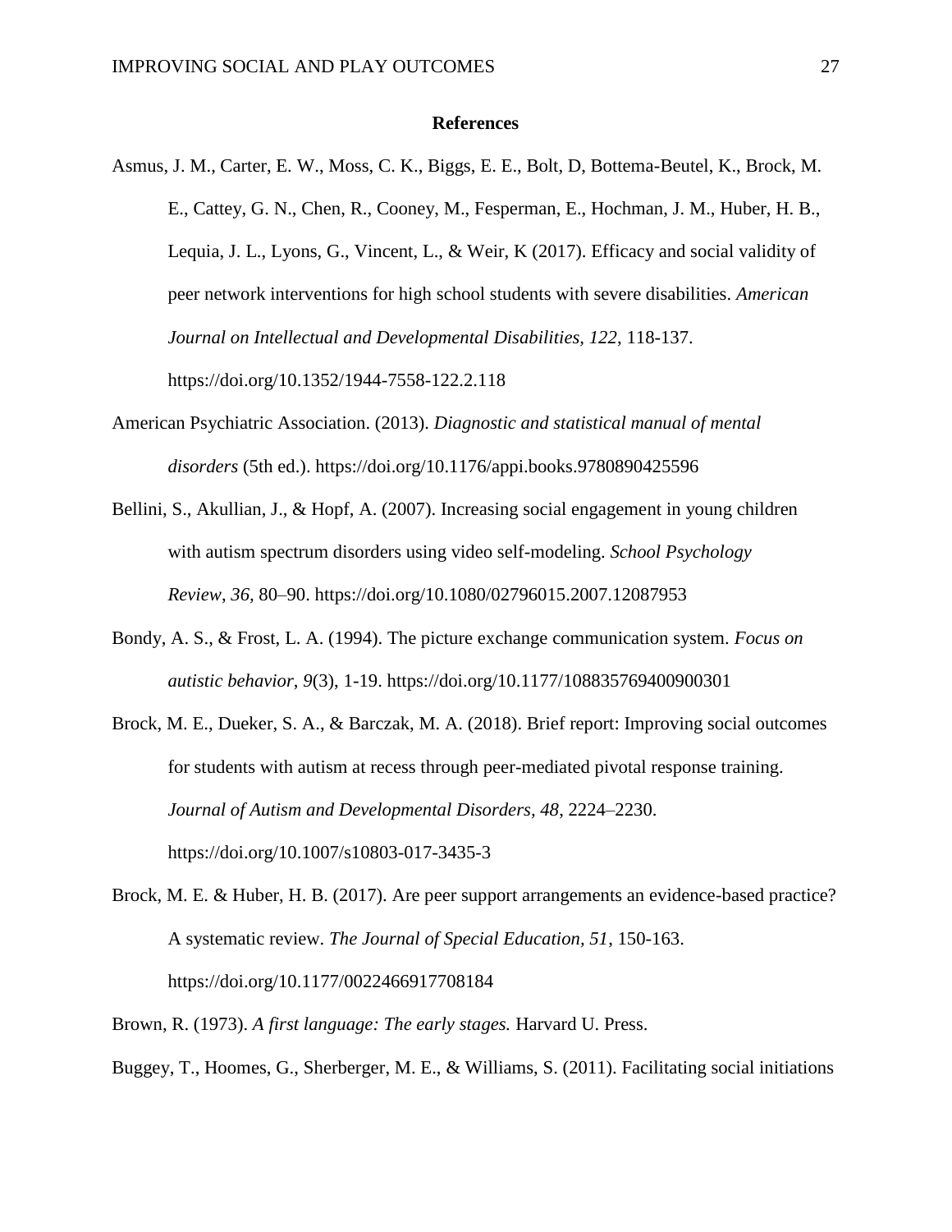## References

Asmus, J. M., Carter, E. W., Moss, C. K., Biggs, E. E., Bolt, D, Bottema-Beutel, K., Brock, M. E., Cattey, G. N., Chen, R., Cooney, M., Fesperman, E., Hochman, J. M., Huber, H. B., Lequia, J. L., Lyons, G., Vincent, L., & Weir, K (2017). Efficacy and social validity of peer network interventions for high school students with severe disabilities. *American Journal on Intellectual and Developmental Disabilities, 122*, 118-137. https://doi.org/10.1352/1944-7558-122.2.118

American Psychiatric Association. (2013). *Diagnostic and statistical manual of mental disorders* (5th ed.). https://doi.org/10.1176/appi.books.9780890425596

Bellini, S., Akullian, J., & Hopf, A. (2007). Increasing social engagement in young children with autism spectrum disorders using video self-modeling. *School Psychology Review*, *36,* 80–90. https://doi.org/10.1080/02796015.2007.12087953

Bondy, A. S., & Frost, L. A. (1994). The picture exchange communication system. *Focus on autistic behavior*, *9*(3), 1-19. https://doi.org/10.1177/108835769400900301

Brock, M. E., Dueker, S. A., & Barczak, M. A. (2018). Brief report: Improving social outcomes for students with autism at recess through peer-mediated pivotal response training. *Journal of Autism and Developmental Disorders, 48*, 2224–2230. https://doi.org/10.1007/s10803-017-3435-3

Brock, M. E. & Huber, H. B. (2017). Are peer support arrangements an evidence-based practice? A systematic review. *The Journal of Special Education, 51*, 150-163. https://doi.org/10.1177/0022466917708184

Brown, R. (1973). *A first language: The early stages.* Harvard U. Press.

Buggey, T., Hoomes, G., Sherberger, M. E., & Williams, S. (2011). Facilitating social initiations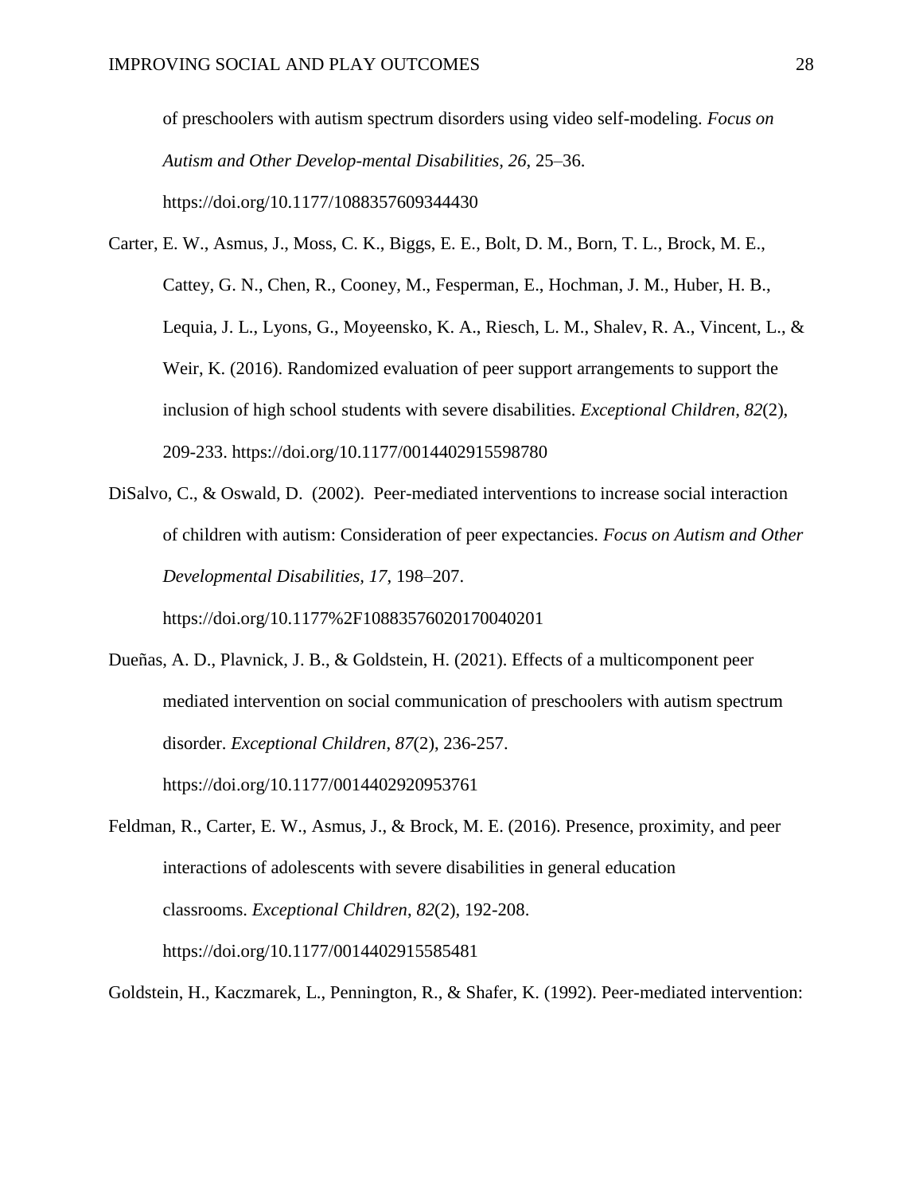of preschoolers with autism spectrum disorders using video self-modeling. *Focus on Autism and Other Develop-mental Disabilities, 26*, 25–36. https://doi.org/10.1177/1088357609344430

Carter, E. W., Asmus, J., Moss, C. K., Biggs, E. E., Bolt, D. M., Born, T. L., Brock, M. E., Cattey, G. N., Chen, R., Cooney, M., Fesperman, E., Hochman, J. M., Huber, H. B., Lequia, J. L., Lyons, G., Moyeensko, K. A., Riesch, L. M., Shalev, R. A., Vincent, L., & Weir, K. (2016). Randomized evaluation of peer support arrangements to support the inclusion of high school students with severe disabilities. *Exceptional Children*, *82*(2), 209-233. https://doi.org/10.1177/0014402915598780

DiSalvo, C., & Oswald, D. (2002). Peer-mediated interventions to increase social interaction of children with autism: Consideration of peer expectancies. *Focus on Autism and Other Developmental Disabilities, 17*, 198–207. https://doi.org/10.1177%2F10883576020170040201

Dueñas, A. D., Plavnick, J. B., & Goldstein, H. (2021). Effects of a multicomponent peer mediated intervention on social communication of preschoolers with autism spectrum disorder. *Exceptional Children*, *87*(2), 236-257. https://doi.org/10.1177/0014402920953761

Feldman, R., Carter, E. W., Asmus, J., & Brock, M. E. (2016). Presence, proximity, and peer interactions of adolescents with severe disabilities in general education classrooms. *Exceptional Children*, *82*(2), 192-208. https://doi.org/10.1177/0014402915585481

Goldstein, H., Kaczmarek, L., Pennington, R., & Shafer, K. (1992). Peer-mediated intervention: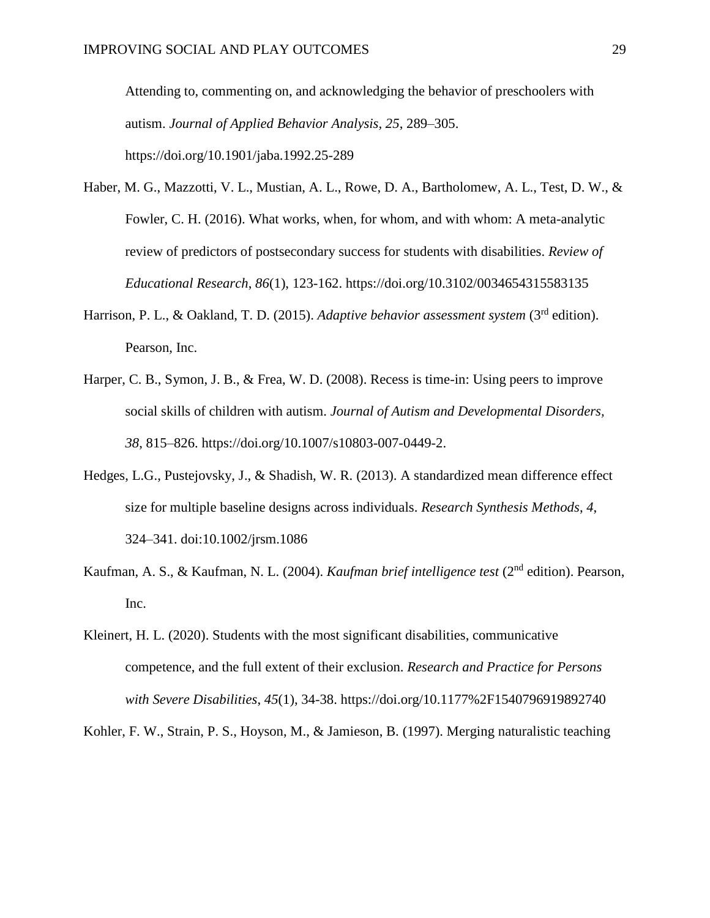Attending to, commenting on, and acknowledging the behavior of preschoolers with autism. *Journal of Applied Behavior Analysis*, *25*, 289–305. https://doi.org/10.1901/jaba.1992.25-289

Haber, M. G., Mazzotti, V. L., Mustian, A. L., Rowe, D. A., Bartholomew, A. L., Test, D. W., & Fowler, C. H. (2016). What works, when, for whom, and with whom: A meta-analytic review of predictors of postsecondary success for students with disabilities. *Review of Educational Research*, *86*(1), 123-162. https://doi.org/10.3102/0034654315583135

Harrison, P. L., & Oakland, T. D. (2015). *Adaptive behavior assessment system* (3rd edition). Pearson, Inc.

Harper, C. B., Symon, J. B., & Frea, W. D. (2008). Recess is time-in: Using peers to improve social skills of children with autism. *Journal of Autism and Developmental Disorders*, *38*, 815–826. https://doi.org/10.1007/s10803-007-0449-2.

Hedges, L.G., Pustejovsky, J., & Shadish, W. R. (2013). A standardized mean difference effect size for multiple baseline designs across individuals. *Research Synthesis Methods*, *4*, 324–341. doi:10.1002/jrsm.1086

Kaufman, A. S., & Kaufman, N. L. (2004). *Kaufman brief intelligence test* (2nd edition). Pearson, Inc.

Kleinert, H. L. (2020). Students with the most significant disabilities, communicative competence, and the full extent of their exclusion. *Research and Practice for Persons with Severe Disabilities*, *45*(1), 34-38. https://doi.org/10.1177%2F1540796919892740

Kohler, F. W., Strain, P. S., Hoyson, M., & Jamieson, B. (1997). Merging naturalistic teaching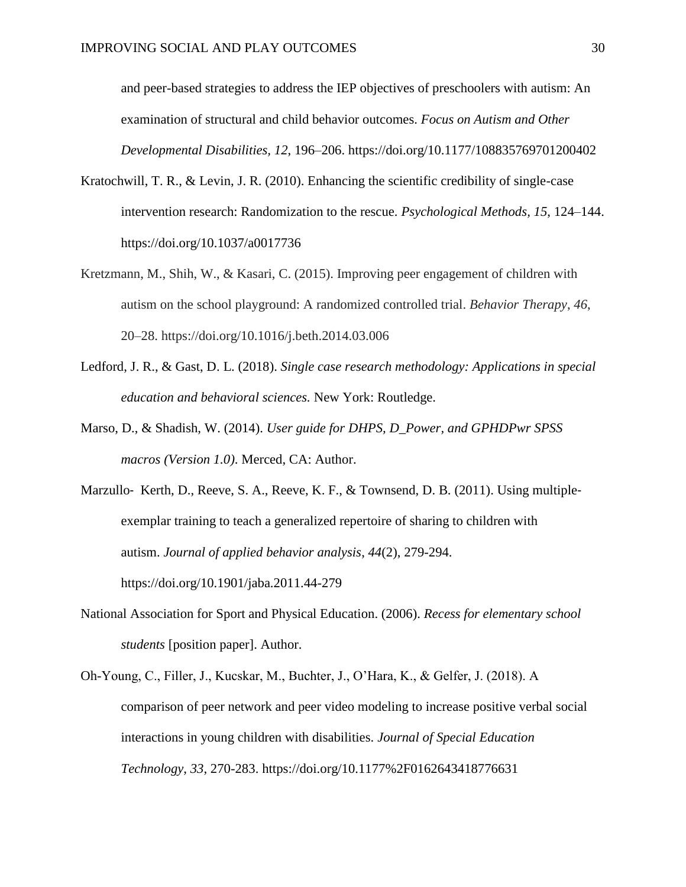and peer-based strategies to address the IEP objectives of preschoolers with autism: An examination of structural and child behavior outcomes. *Focus on Autism and Other Developmental Disabilities, 12*, 196–206. https://doi.org/10.1177/108835769701200402

Kratochwill, T. R., & Levin, J. R. (2010). Enhancing the scientific credibility of single-case intervention research: Randomization to the rescue. *Psychological Methods, 15*, 124–144. https://doi.org/10.1037/a0017736

Kretzmann, M., Shih, W., & Kasari, C. (2015). Improving peer engagement of children with autism on the school playground: A randomized controlled trial. *Behavior Therapy*, *46*, 20–28. https://doi.org/10.1016/j.beth.2014.03.006

Ledford, J. R., & Gast, D. L. (2018). *Single case research methodology: Applications in special education and behavioral sciences.* New York: Routledge.

Marso, D., & Shadish, W. (2014). *User guide for DHPS, D_Power, and GPHDPwr SPSS macros (Version 1.0)*. Merced, CA: Author.

Marzullo‐ Kerth, D., Reeve, S. A., Reeve, K. F., & Townsend, D. B. (2011). Using multiple‐exemplar training to teach a generalized repertoire of sharing to children with autism. *Journal of applied behavior analysis*, *44*(2), 279-294. https://doi.org/10.1901/jaba.2011.44-279

National Association for Sport and Physical Education. (2006). *Recess for elementary school students* [position paper]. Author.

Oh-Young, C., Filler, J., Kucskar, M., Buchter, J., O'Hara, K., & Gelfer, J. (2018). A comparison of peer network and peer video modeling to increase positive verbal social interactions in young children with disabilities. *Journal of Special Education Technology*, *33*, 270-283. https://doi.org/10.1177%2F0162643418776631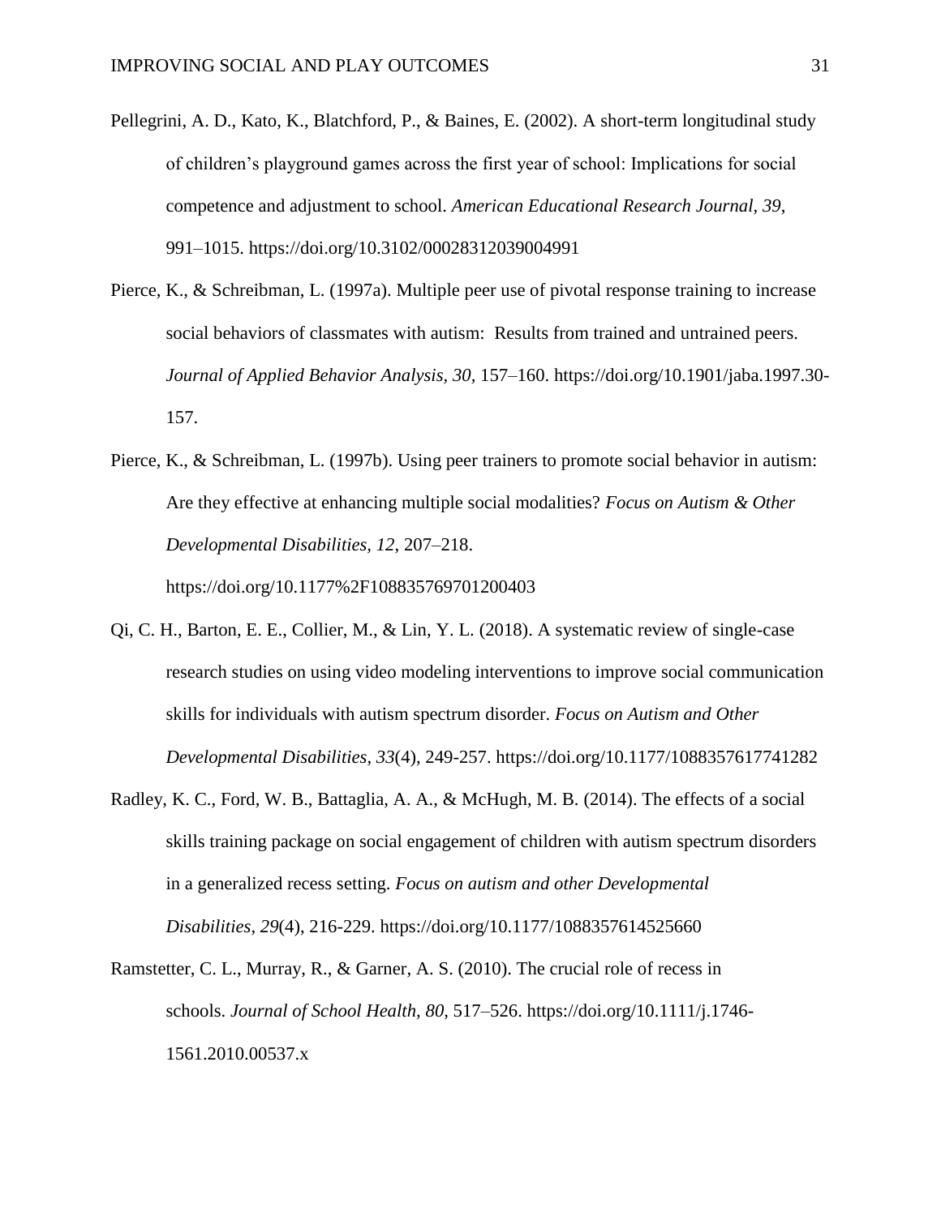Pellegrini, A. D., Kato, K., Blatchford, P., & Baines, E. (2002). A short-term longitudinal study of children's playground games across the first year of school: Implications for social competence and adjustment to school. *American Educational Research Journal*, *39*, 991–1015. https://doi.org/10.3102/00028312039004991

Pierce, K., & Schreibman, L. (1997a). Multiple peer use of pivotal response training to increase social behaviors of classmates with autism: Results from trained and untrained peers. *Journal of Applied Behavior Analysis*, *30*, 157–160. https://doi.org/10.1901/jaba.1997.30-157.

Pierce, K., & Schreibman, L. (1997b). Using peer trainers to promote social behavior in autism: Are they effective at enhancing multiple social modalities? *Focus on Autism & Other Developmental Disabilities*, *12*, 207–218. https://doi.org/10.1177%2F108835769701200403

Qi, C. H., Barton, E. E., Collier, M., & Lin, Y. L. (2018). A systematic review of single-case research studies on using video modeling interventions to improve social communication skills for individuals with autism spectrum disorder. *Focus on Autism and Other Developmental Disabilities*, *33*(4), 249-257. https://doi.org/10.1177/1088357617741282

Radley, K. C., Ford, W. B., Battaglia, A. A., & McHugh, M. B. (2014). The effects of a social skills training package on social engagement of children with autism spectrum disorders in a generalized recess setting. *Focus on autism and other Developmental Disabilities*, *29*(4), 216-229. https://doi.org/10.1177/1088357614525660

Ramstetter, C. L., Murray, R., & Garner, A. S. (2010). The crucial role of recess in schools. *Journal of School Health, 80*, 517–526. https://doi.org/10.1111/j.1746-1561.2010.00537.x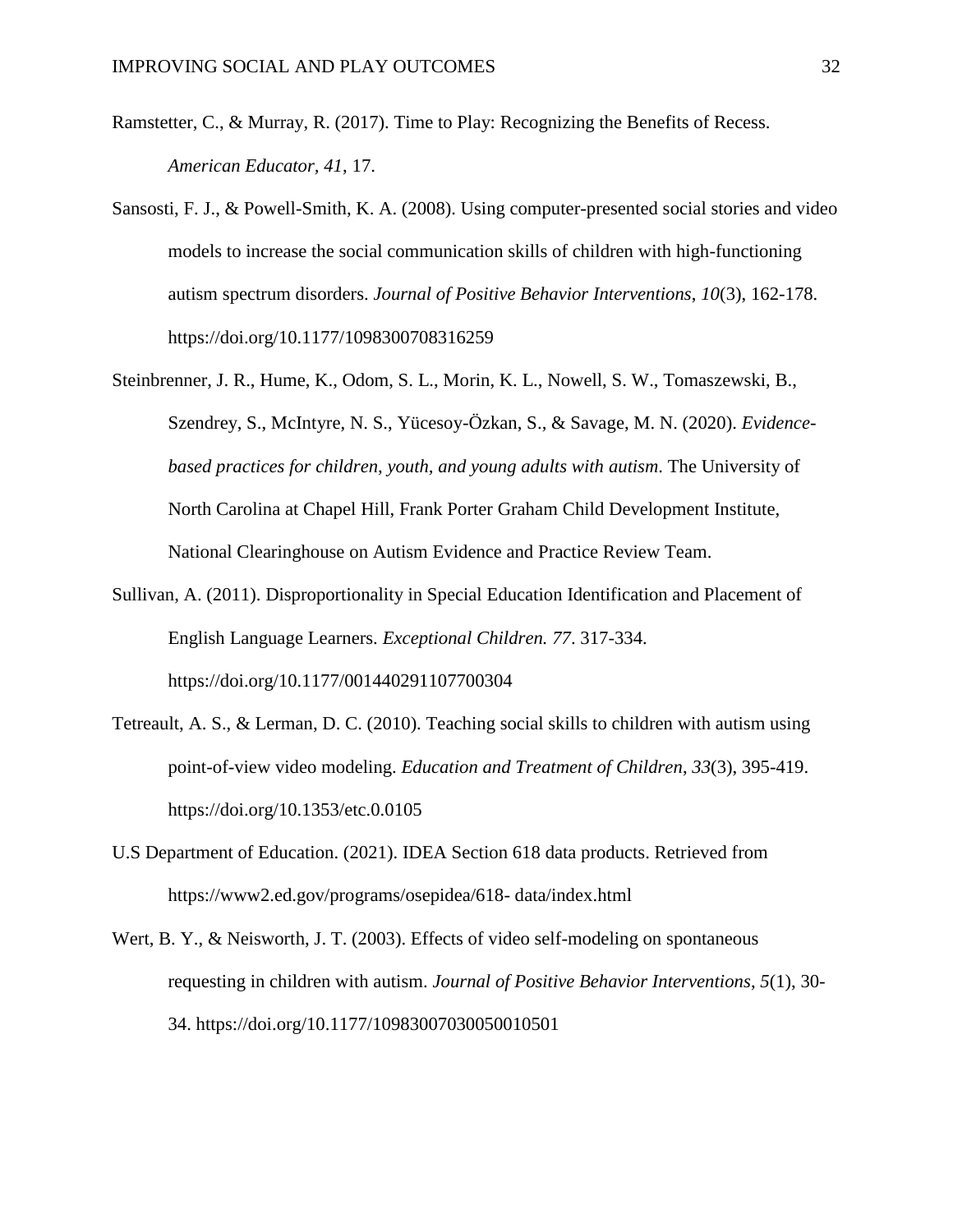Ramstetter, C., & Murray, R. (2017). Time to Play: Recognizing the Benefits of Recess. *American Educator*, *41*, 17.

Sansosti, F. J., & Powell-Smith, K. A. (2008). Using computer-presented social stories and video models to increase the social communication skills of children with high-functioning autism spectrum disorders. *Journal of Positive Behavior Interventions*, *10*(3), 162-178. https://doi.org/10.1177/1098300708316259

Steinbrenner, J. R., Hume, K., Odom, S. L., Morin, K. L., Nowell, S. W., Tomaszewski, B., Szendrey, S., McIntyre, N. S., Yücesoy-Özkan, S., & Savage, M. N. (2020). *Evidence-based practices for children, youth, and young adults with autism.* The University of North Carolina at Chapel Hill, Frank Porter Graham Child Development Institute, National Clearinghouse on Autism Evidence and Practice Review Team.

Sullivan, A. (2011). Disproportionality in Special Education Identification and Placement of English Language Learners. *Exceptional Children. 77*. 317-334. https://doi.org/10.1177/001440291107700304

Tetreault, A. S., & Lerman, D. C. (2010). Teaching social skills to children with autism using point-of-view video modeling. *Education and Treatment of Children*, *33*(3), 395-419. https://doi.org/10.1353/etc.0.0105

U.S Department of Education. (2021). IDEA Section 618 data products. Retrieved from https://www2.ed.gov/programs/osepidea/618- data/index.html

Wert, B. Y., & Neisworth, J. T. (2003). Effects of video self-modeling on spontaneous requesting in children with autism. *Journal of Positive Behavior Interventions*, *5*(1), 30-34. https://doi.org/10.1177/10983007030050010501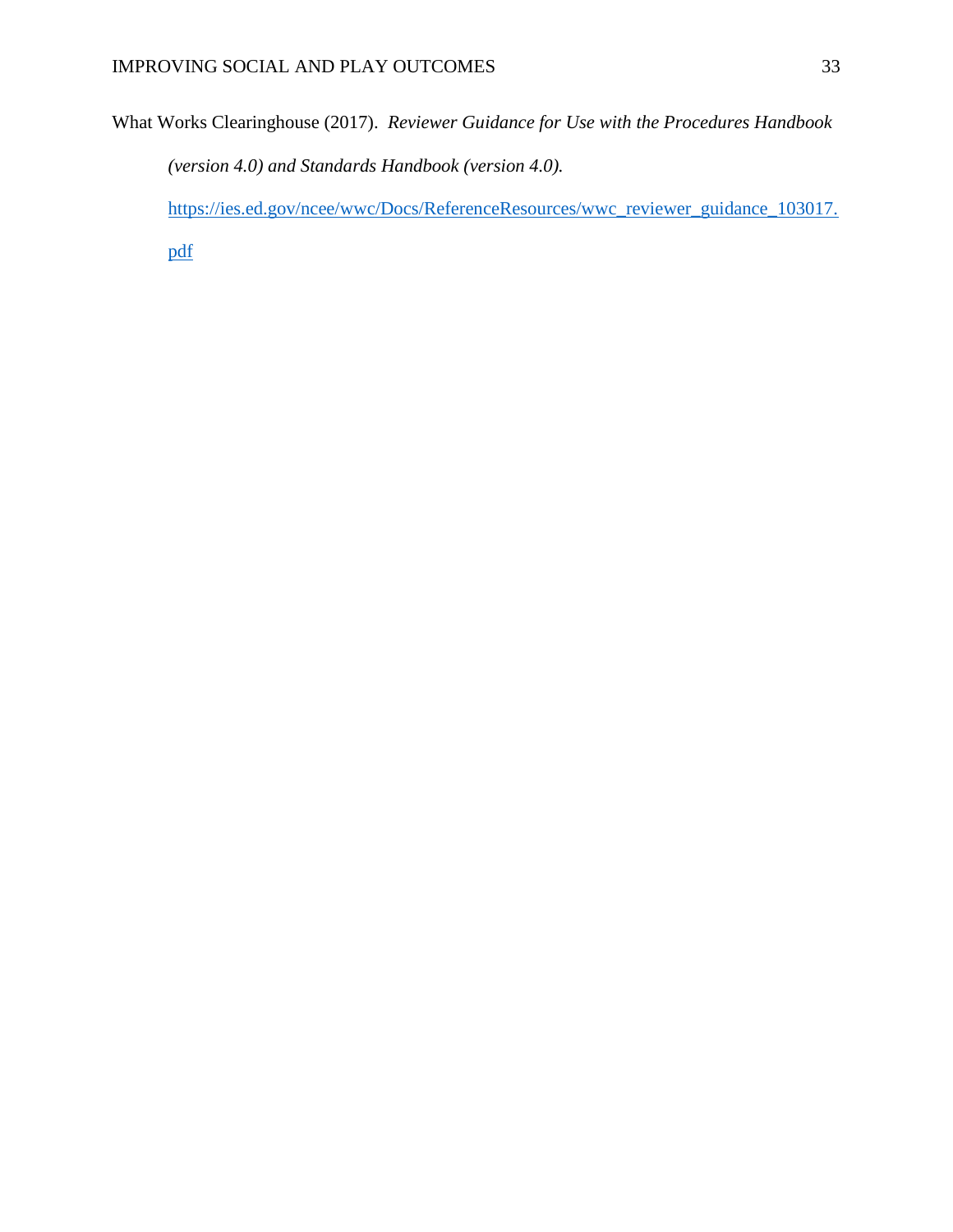What Works Clearinghouse (2017). *Reviewer Guidance for Use with the Procedures Handbook (version 4.0) and Standards Handbook (version 4.0).* https://ies.ed.gov/ncee/wwc/Docs/ReferenceResources/wwc_reviewer_guidance_103017.pdf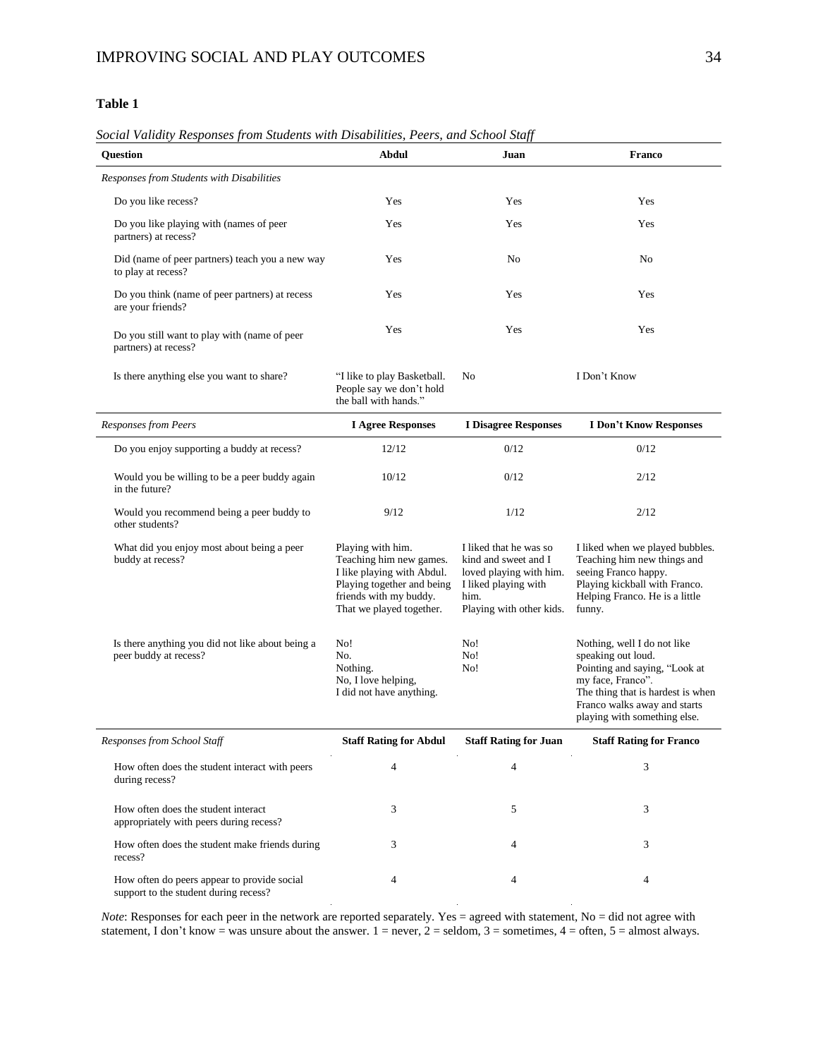**Table 1**

*Social Validity Responses from Students with Disabilities, Peers, and School Staff*

| Question | Abdul | Juan | Franco |
|---|---|---|---|
| *Responses from Students with Disabilities* | | | |
| Do you like recess? | Yes | Yes | Yes |
| Do you like playing with (names of peer partners) at recess? | Yes | Yes | Yes |
| Did (name of peer partners) teach you a new way to play at recess? | Yes | No | No |
| Do you think (name of peer partners) at recess are your friends? | Yes | Yes | Yes |
| Do you still want to play with (name of peer partners) at recess? | Yes | Yes | Yes |
| Is there anything else you want to share? | "I like to play Basketball. People say we don't hold the ball with hands." | No | I Don't Know |
| *Responses from Peers* | **I Agree Responses** | **I Disagree Responses** | **I Don't Know Responses** |
| Do you enjoy supporting a buddy at recess? | 12/12 | 0/12 | 0/12 |
| Would you be willing to be a peer buddy again in the future? | 10/12 | 0/12 | 2/12 |
| Would you recommend being a peer buddy to other students? | 9/12 | 1/12 | 2/12 |
| What did you enjoy most about being a peer buddy at recess? | Playing with him.<br>Teaching him new games.<br>I like playing with Abdul.<br>Playing together and being friends with my buddy.<br>That we played together. | I liked that he was so kind and sweet and I loved playing with him.<br>I liked playing with him.<br>Playing with other kids. | I liked when we played bubbles.<br>Teaching him new things and seeing Franco happy.<br>Playing kickball with Franco.<br>Helping Franco. He is a little funny. |
| Is there anything you did not like about being a peer buddy at recess? | No!<br>No.<br>Nothing.<br>No, I love helping,<br>I did not have anything. | No!<br>No!<br>No! | Nothing, well I do not like speaking out loud.<br>Pointing and saying, "Look at my face, Franco".<br>The thing that is hardest is when Franco walks away and starts playing with something else. |
| *Responses from School Staff* | **Staff Rating for Abdul** | **Staff Rating for Juan** | **Staff Rating for Franco** |
| How often does the student interact with peers during recess? | 4 | 4 | 3 |
| How often does the student interact appropriately with peers during recess? | 3 | 5 | 3 |
| How often does the student make friends during recess? | 3 | 4 | 3 |
| How often do peers appear to provide social support to the student during recess? | 4 | 4 | 4 |

*Note*: Responses for each peer in the network are reported separately. Yes = agreed with statement, No = did not agree with statement, I don't know = was unsure about the answer. 1 = never, 2 = seldom, 3 = sometimes, 4 = often, 5 = almost always.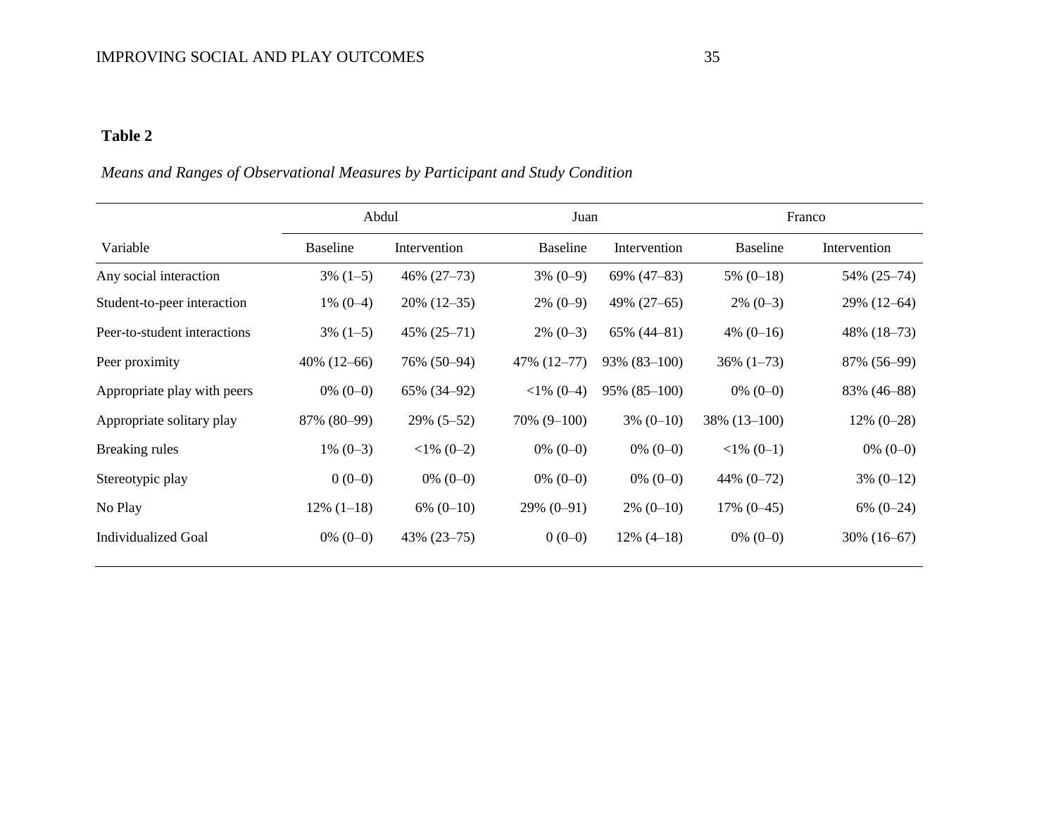**Table 2**

*Means and Ranges of Observational Measures by Participant and Study Condition*

| | Abdul | | Juan | | Franco | |
|---|---|---|---|---|---|---|
| Variable | Baseline | Intervention | Baseline | Intervention | Baseline | Intervention |
| Any social interaction | 3% (1–5) | 46% (27–73) | 3% (0–9) | 69% (47–83) | 5% (0–18) | 54% (25–74) |
| Student-to-peer interaction | 1% (0–4) | 20% (12–35) | 2% (0–9) | 49% (27–65) | 2% (0–3) | 29% (12–64) |
| Peer-to-student interactions | 3% (1–5) | 45% (25–71) | 2% (0–3) | 65% (44–81) | 4% (0–16) | 48% (18–73) |
| Peer proximity | 40% (12–66) | 76% (50–94) | 47% (12–77) | 93% (83–100) | 36% (1–73) | 87% (56–99) |
| Appropriate play with peers | 0% (0–0) | 65% (34–92) | <1% (0–4) | 95% (85–100) | 0% (0–0) | 83% (46–88) |
| Appropriate solitary play | 87% (80–99) | 29% (5–52) | 70% (9–100) | 3% (0–10) | 38% (13–100) | 12% (0–28) |
| Breaking rules | 1% (0–3) | <1% (0–2) | 0% (0–0) | 0% (0–0) | <1% (0–1) | 0% (0–0) |
| Stereotypic play | 0 (0–0) | 0% (0–0) | 0% (0–0) | 0% (0–0) | 44% (0–72) | 3% (0–12) |
| No Play | 12% (1–18) | 6% (0–10) | 29% (0–91) | 2% (0–10) | 17% (0–45) | 6% (0–24) |
| Individualized Goal | 0% (0–0) | 43% (23–75) | 0 (0–0) | 12% (4–18) | 0% (0–0) | 30% (16–67) |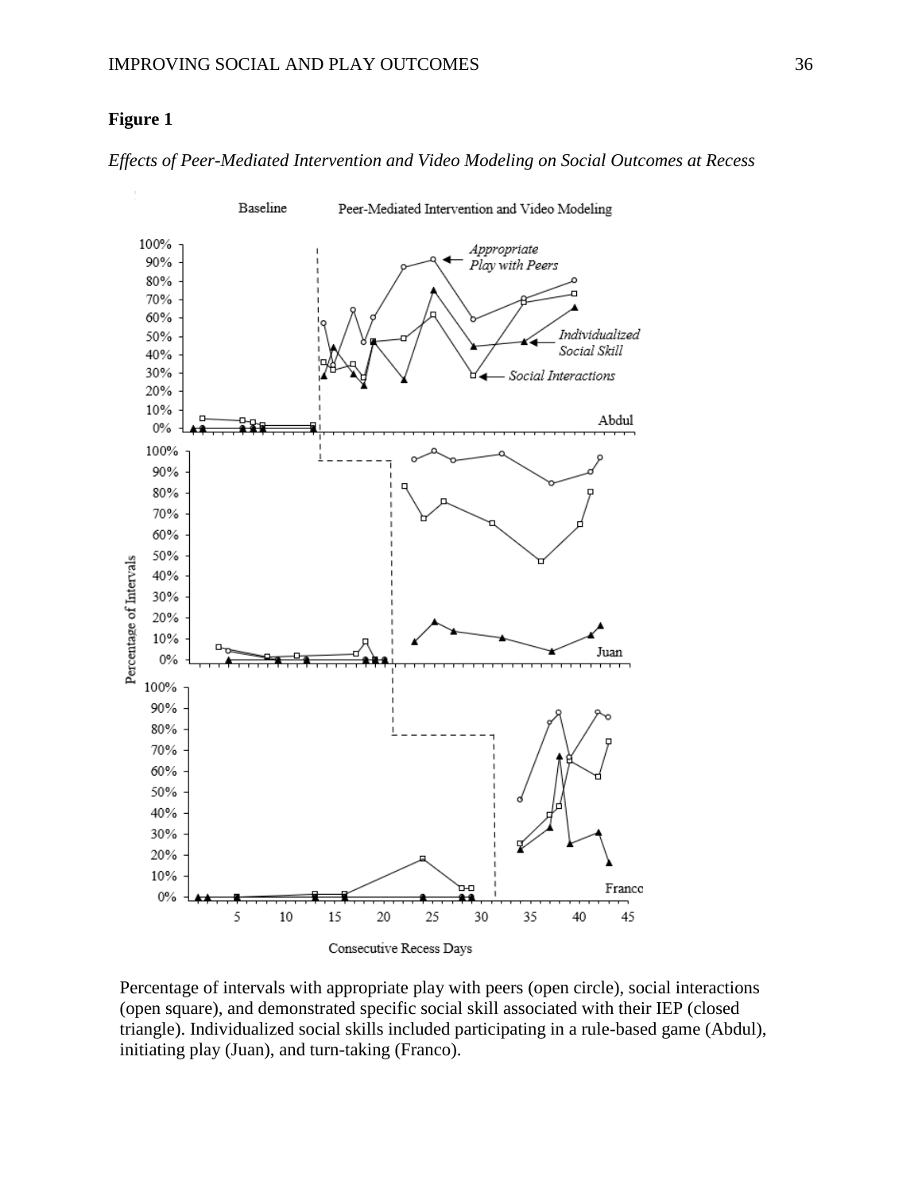**Figure 1**

*Effects of Peer-Mediated Intervention and Video Modeling on Social Outcomes at Recess*

Baseline

Peer-Mediated Intervention and Video Modeling

Appropriate Play with Peers

Individualized Social Skill

Social Interactions

Abdul

Juan

Franco

Percentage of Intervals

100%
90%
80%
70%
60%
50%
40%
30%
20%
10%
0%

5 10 15 20 25 30 35 40 45

Consecutive Recess Days

Percentage of intervals with appropriate play with peers (open circle), social interactions (open square), and demonstrated specific social skill associated with their IEP (closed triangle). Individualized social skills included participating in a rule-based game (Abdul), initiating play (Juan), and turn-taking (Franco).